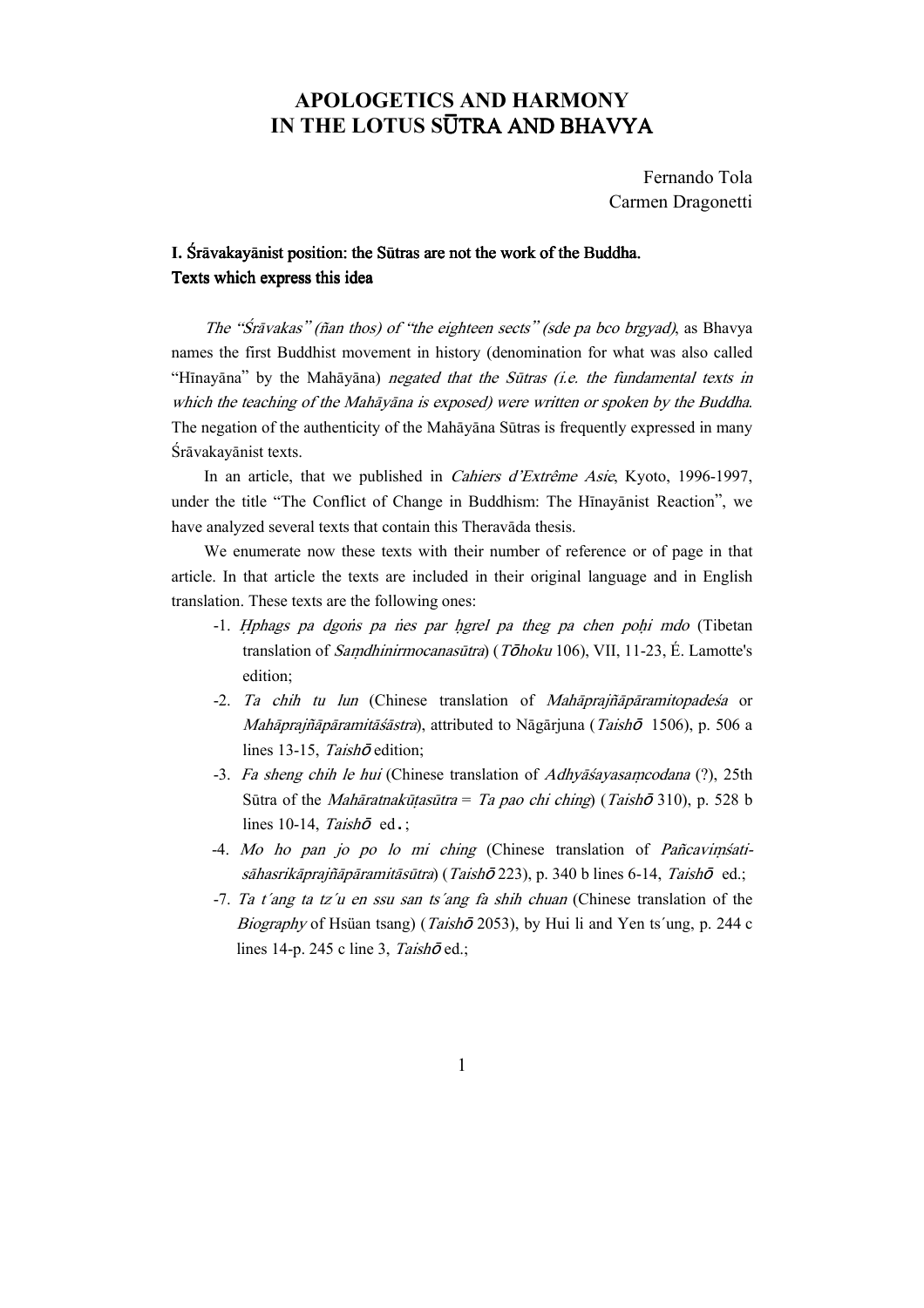# APOLOGETICS AND HARMONY IN THE LOTUS SŪTRA AND BHAVYA

Fernando Tola
Carmen Dragonetti

## I. Śrāvakayānist position: the Sūtras are not the work of the Buddha. Texts which express this idea

*The "Śrāvakas" (ñan thos) of "the eighteen sects" (sde pa bco brgyad)*, as Bhavya names the first Buddhist movement in history (denomination for what was also called "Hīnayāna" by the Mahāyāna) *negated that the Sūtras (i.e. the fundamental texts in which the teaching of the Mahāyāna is exposed) were written or spoken by the Buddha*. The negation of the authenticity of the Mahāyāna Sūtras is frequently expressed in many Śrāvakayānist texts.

In an article, that we published in *Cahiers d'Extrême Asie*, Kyoto, 1996-1997, under the title "The Conflict of Change in Buddhism: The Hīnayānist Reaction", we have analyzed several texts that contain this Theravāda thesis.

We enumerate now these texts with their number of reference or of page in that article. In that article the texts are included in their original language and in English translation. These texts are the following ones:

- -1. *Ḥphags pa dgoṅs pa ṅes par ḥgrel pa theg pa chen poḥi mdo* (Tibetan translation of *Saṃdhinirmocanasūtra*) (*Tōhoku* 106), VII, 11-23, É. Lamotte's edition;
- -2. *Ta chih tu lun* (Chinese translation of *Mahāprajñāpāramitopadeśa* or *Mahāprajñāpāramitāśāstra*), attributed to Nāgārjuna (*Taishō* 1506), p. 506 a lines 13-15, *Taishō* edition;
- -3. *Fa sheng chih le hui* (Chinese translation of *Adhyāśayasaṃcodana* (?), 25th Sūtra of the *Mahāratnakūṭasūtra* = *Ta pao chi ching*) (*Taishō* 310), p. 528 b lines 10-14, *Taishō* ed.;
- -4. *Mo ho pan jo po lo mi ching* (Chinese translation of *Pañcaviṃśatisāhasrikāprajñāpāramitāsūtra*) (*Taishō* 223), p. 340 b lines 6-14, *Taishō* ed.;
- -7. *Ta t´ang ta tz´u en ssu san ts´ang fa shih chuan* (Chinese translation of the *Biography* of Hsüan tsang) (*Taishō* 2053), by Hui li and Yen ts´ung, p. 244 c lines 14-p. 245 c line 3, *Taishō* ed.;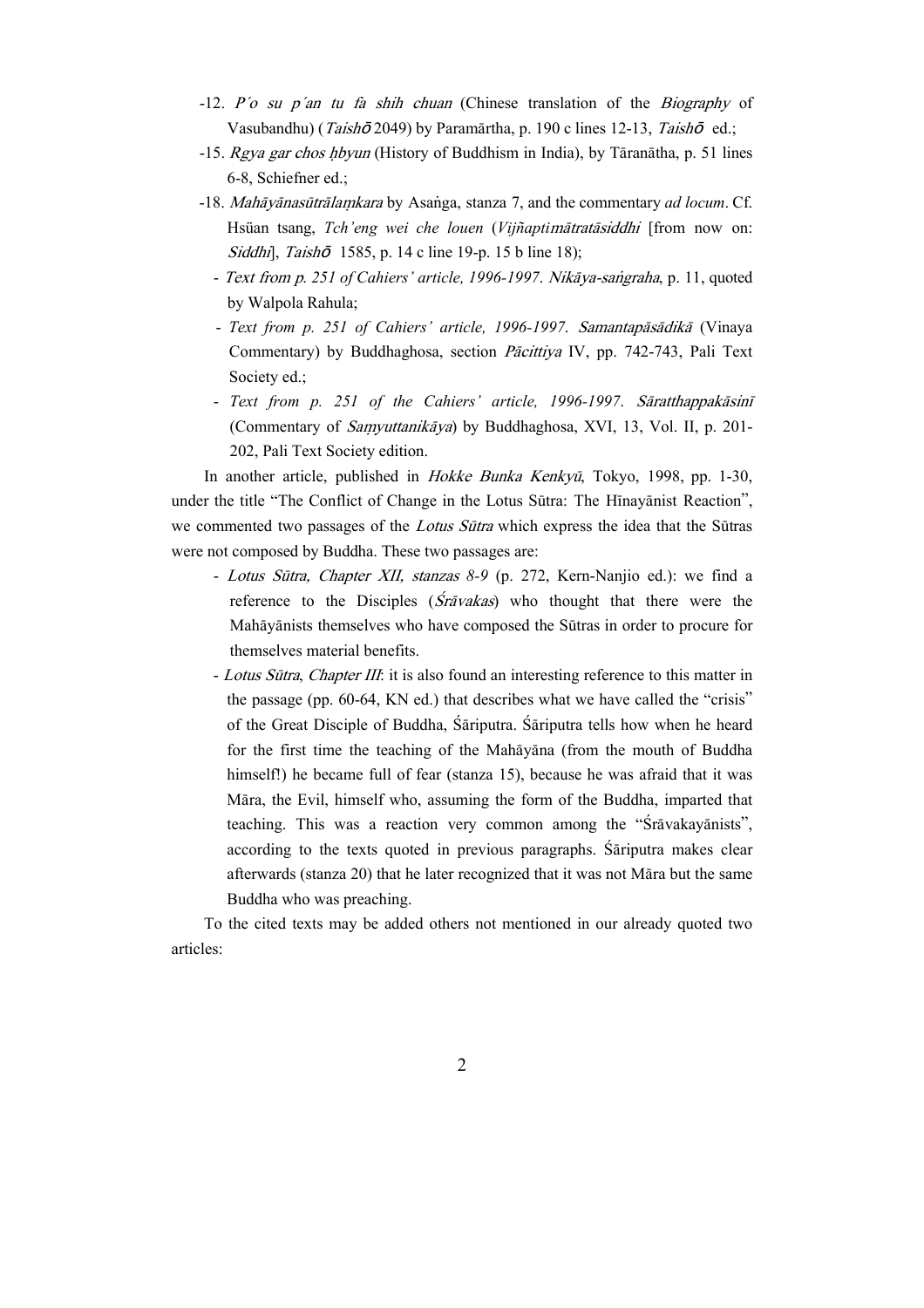- -12. *P'o su p'an tu fa shih chuan* (Chinese translation of the *Biography* of Vasubandhu) (*Taishō* 2049) by Paramārtha, p. 190 c lines 12-13, *Taishō* ed.;
- -15. *Rgya gar chos ḥbyun* (History of Buddhism in India), by Tāranātha, p. 51 lines 6-8, Schiefner ed.;
- -18. *Mahāyānasūtrālaṃkara* by Asaṅga, stanza 7, and the commentary *ad locum*. Cf. Hsüan tsang, *Tch'eng wei che louen* (*Vijñaptimātratāsiddhi* [from now on: *Siddhi*], *Taishō* 1585, p. 14 c line 19-p. 15 b line 18);
  - *Text from p. 251 of Cahiers' article, 1996-1997*. *Nikāya-saṅgraha*, p. 11, quoted by Walpola Rahula;
  - *Text from p. 251 of Cahiers' article, 1996-1997*. *Samantapāsādikā* (Vinaya Commentary) by Buddhaghosa, section *Pācittiya* IV, pp. 742-743, Pali Text Society ed.;
  - *Text from p. 251 of the Cahiers' article, 1996-1997*. *Sāratthappakāsinī* (Commentary of *Saṃyuttanikāya*) by Buddhaghosa, XVI, 13, Vol. II, p. 201-202, Pali Text Society edition.

In another article, published in *Hokke Bunka Kenkyū*, Tokyo, 1998, pp. 1-30, under the title "The Conflict of Change in the Lotus Sūtra: The Hīnayānist Reaction", we commented two passages of the *Lotus Sūtra* which express the idea that the Sūtras were not composed by Buddha. These two passages are:

- *Lotus Sūtra, Chapter XII, stanzas 8-9* (p. 272, Kern-Nanjio ed.): we find a reference to the Disciples (*Śrāvakas*) who thought that there were the Mahāyānists themselves who have composed the Sūtras in order to procure for themselves material benefits.
- *Lotus Sūtra*, *Chapter III*: it is also found an interesting reference to this matter in the passage (pp. 60-64, KN ed.) that describes what we have called the "crisis" of the Great Disciple of Buddha, Śāriputra. Śāriputra tells how when he heard for the first time the teaching of the Mahāyāna (from the mouth of Buddha himself!) he became full of fear (stanza 15), because he was afraid that it was Māra, the Evil, himself who, assuming the form of the Buddha, imparted that teaching. This was a reaction very common among the "Śrāvakayānists", according to the texts quoted in previous paragraphs. Śāriputra makes clear afterwards (stanza 20) that he later recognized that it was not Māra but the same Buddha who was preaching.

To the cited texts may be added others not mentioned in our already quoted two articles: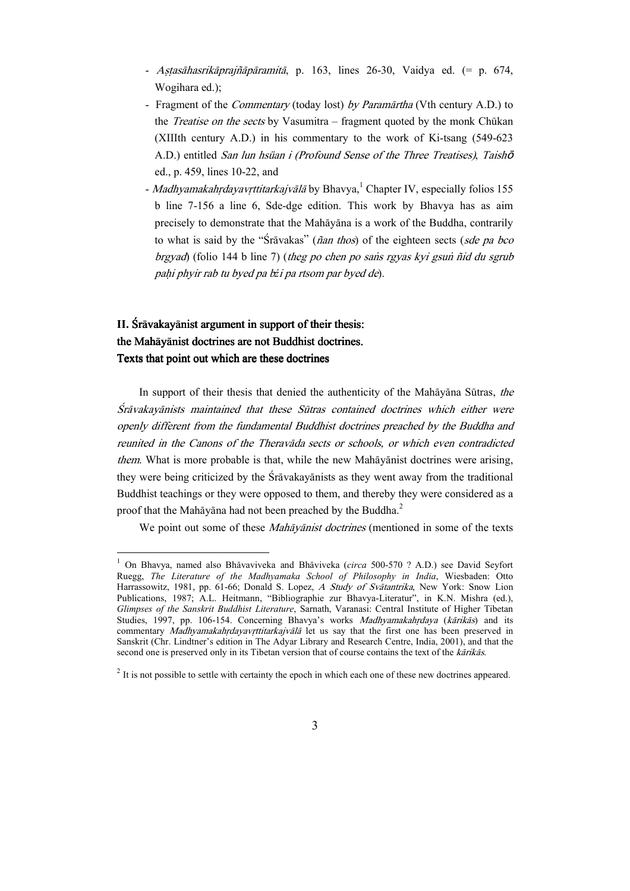- *Aṣṭasāhasrikāprajñāpāramitā*, p. 163, lines 26-30, Vaidya ed. (= p. 674, Wogihara ed.);
- Fragment of the *Commentary* (today lost) *by Paramārtha* (Vth century A.D.) to the *Treatise on the sects* by Vasumitra – fragment quoted by the monk Chūkan (XIIIth century A.D.) in his commentary to the work of Ki-tsang (549-623 A.D.) entitled *San lun hsüan i (Profound Sense of the Three Treatises)*, *Taishō* ed., p. 459, lines 10-22, and
- *Madhyamakahṛdayavṛttitarkajvālā* by Bhavya,[1] Chapter IV, especially folios 155 b line 7-156 a line 6, Sde-dge edition. This work by Bhavya has as aim precisely to demonstrate that the Mahāyāna is a work of the Buddha, contrarily to what is said by the "Śrāvakas" (*ñan thos*) of the eighteen sects (*sde pa bco brgyad*) (folio 144 b line 7) (*theg po chen po saṅs rgyas kyi gsuṅ ñid du sgrub paḥi phyir rab tu byed pa bźi pa rtsom par byed de*).

## II. Śrāvakayānist argument in support of their thesis: the Mahāyānist doctrines are not Buddhist doctrines. Texts that point out which are these doctrines

In support of their thesis that denied the authenticity of the Mahāyāna Sūtras, *the Śrāvakayānists maintained that these Sūtras contained doctrines which either were openly different from the fundamental Buddhist doctrines preached by the Buddha and reunited in the Canons of the Theravāda sects or schools, or which even contradicted them*. What is more probable is that, while the new Mahāyānist doctrines were arising, they were being criticized by the Śrāvakayānists as they went away from the traditional Buddhist teachings or they were opposed to them, and thereby they were considered as a proof that the Mahāyāna had not been preached by the Buddha.[2]

We point out some of these *Mahāyānist doctrines* (mentioned in some of the texts

---

[1] On Bhavya, named also Bhāvaviveka and Bhāviveka (*circa* 500-570 ? A.D.) see David Seyfort Ruegg, *The Literature of the Madhyamaka School of Philosophy in India*, Wiesbaden: Otto Harrassowitz, 1981, pp. 61-66; Donald S. Lopez, *A Study of Svātantrika*, New York: Snow Lion Publications, 1987; A.L. Heitmann, "Bibliographie zur Bhavya-Literatur", in K.N. Mishra (ed.), *Glimpses of the Sanskrit Buddhist Literature*, Sarnath, Varanasi: Central Institute of Higher Tibetan Studies, 1997, pp. 106-154. Concerning Bhavya's works *Madhyamakahṛdaya* (*kārikās*) and its commentary *Madhyamakahṛdayavṛttitarkajvālā* let us say that the first one has been preserved in Sanskrit (Chr. Lindtner's edition in The Adyar Library and Research Centre, India, 2001), and that the second one is preserved only in its Tibetan version that of course contains the text of the *kārikās*.

[2] It is not possible to settle with certainty the epoch in which each one of these new doctrines appeared.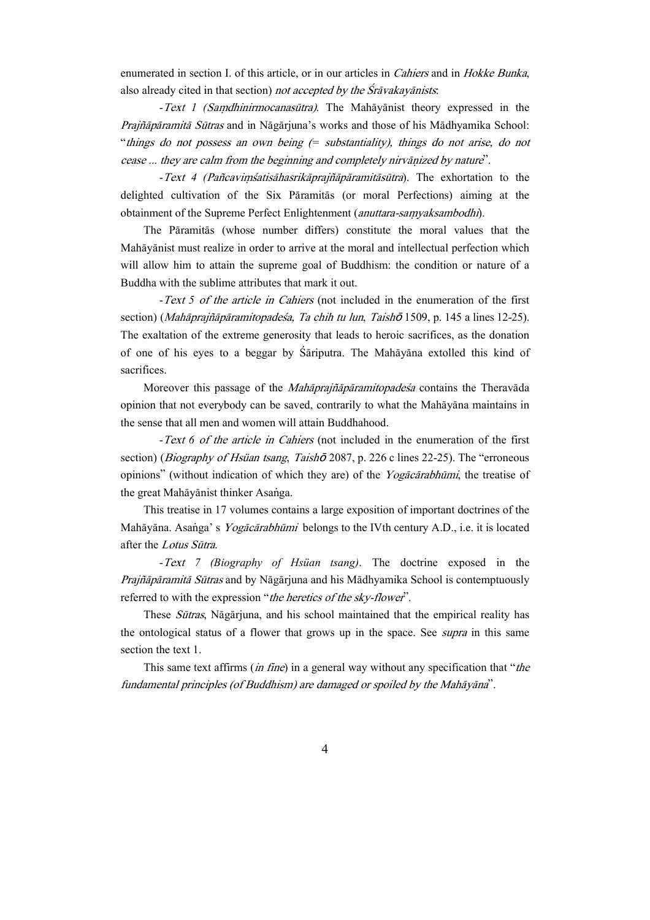enumerated in section I. of this article, or in our articles in *Cahiers* and in *Hokke Bunka*, also already cited in that section) *not accepted by the Śrāvakayānists*:

-*Text 1 (Saṃdhinirmocanasūtra)*. The Mahāyānist theory expressed in the *Prajñāpāramitā Sūtras* and in Nāgārjuna's works and those of his Mādhyamika School: "*things do not possess an own being (= substantiality), things do not arise, do not cease ... they are calm from the beginning and completely nirvāṇized by nature*".

-*Text 4 (Pañcaviṃśatisāhasrikāprajñāpāramitāsūtra*). The exhortation to the delighted cultivation of the Six Pāramitās (or moral Perfections) aiming at the obtainment of the Supreme Perfect Enlightenment (*anuttara-saṃyaksambodhi*).

The Pāramitās (whose number differs) constitute the moral values that the Mahāyānist must realize in order to arrive at the moral and intellectual perfection which will allow him to attain the supreme goal of Buddhism: the condition or nature of a Buddha with the sublime attributes that mark it out.

-*Text 5 of the article in Cahiers* (not included in the enumeration of the first section) (*Mahāprajñāpāramitopadeśa, Ta chih tu lun*, *Taishō* 1509, p. 145 a lines 12-25). The exaltation of the extreme generosity that leads to heroic sacrifices, as the donation of one of his eyes to a beggar by Śāriputra. The Mahāyāna extolled this kind of sacrifices.

Moreover this passage of the *Mahāprajñāpāramitopadeśa* contains the Theravāda opinion that not everybody can be saved, contrarily to what the Mahāyāna maintains in the sense that all men and women will attain Buddhahood.

-*Text 6 of the article in Cahiers* (not included in the enumeration of the first section) (*Biography of Hsüan tsang*, *Taishō* 2087, p. 226 c lines 22-25). The "erroneous opinions" (without indication of which they are) of the *Yogācārabhūmi*, the treatise of the great Mahāyānist thinker Asaṅga.

This treatise in 17 volumes contains a large exposition of important doctrines of the Mahāyāna. Asaṅga' s *Yogācārabhūmi* belongs to the IVth century A.D., i.e. it is located after the *Lotus Sūtra*.

-*Text 7 (Biography of Hsüan tsang)*. The doctrine exposed in the *Prajñāpāramitā Sūtras* and by Nāgārjuna and his Mādhyamika School is contemptuously referred to with the expression "*the heretics of the sky-flower*".

These *Sūtras*, Nāgārjuna, and his school maintained that the empirical reality has the ontological status of a flower that grows up in the space. See *supra* in this same section the text 1.

This same text affirms (*in fine*) in a general way without any specification that "*the fundamental principles (of Buddhism) are damaged or spoiled by the Mahāyāna*".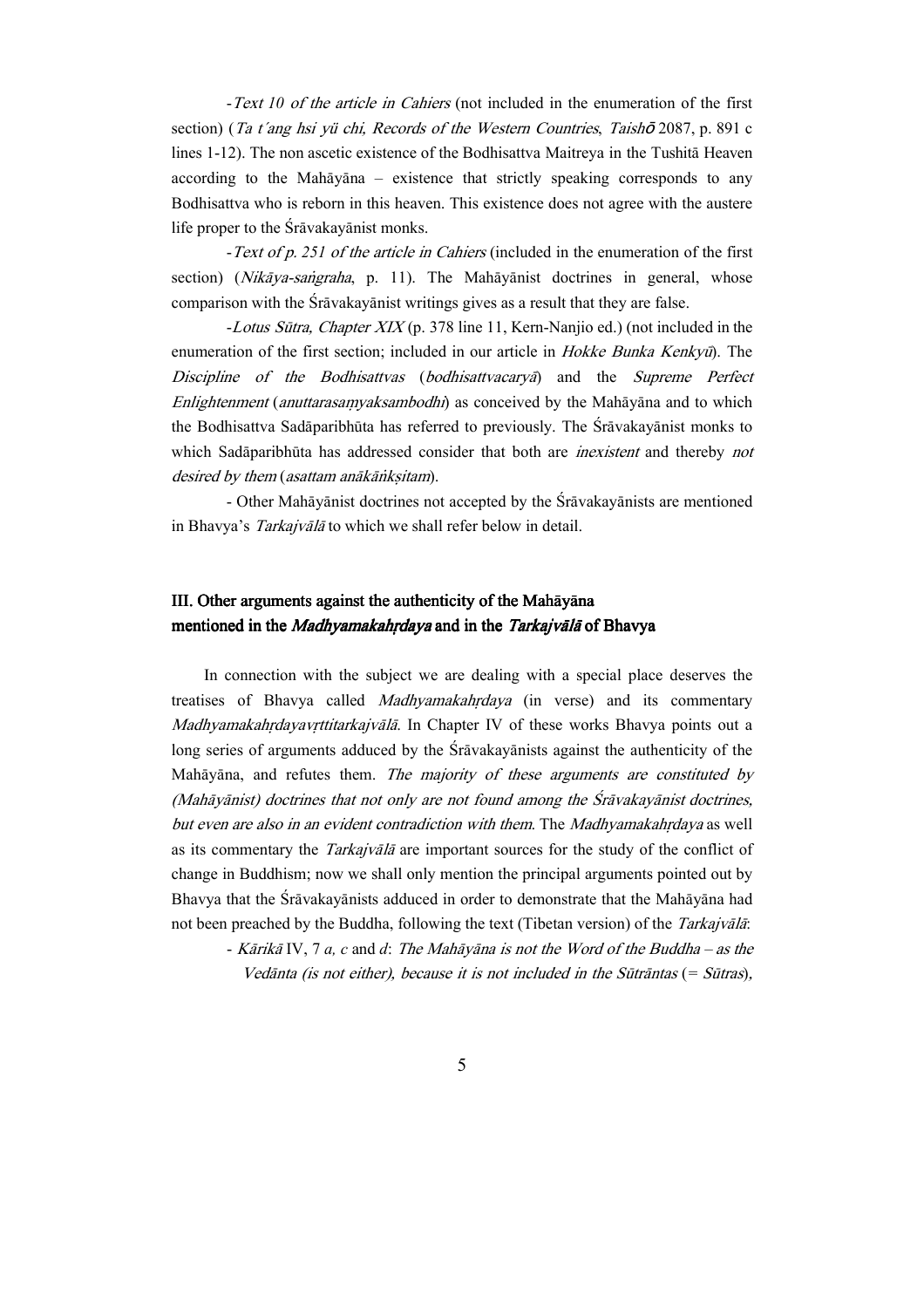-*Text 10 of the article in Cahiers* (not included in the enumeration of the first section) (*Ta t'ang hsi yü chi, Records of the Western Countries*, *Taishō* 2087, p. 891 c lines 1-12). The non ascetic existence of the Bodhisattva Maitreya in the Tushitā Heaven according to the Mahāyāna – existence that strictly speaking corresponds to any Bodhisattva who is reborn in this heaven. This existence does not agree with the austere life proper to the Śrāvakayānist monks.

-*Text of p. 251 of the article in Cahiers* (included in the enumeration of the first section) (*Nikāya-saṅgraha*, p. 11). The Mahāyānist doctrines in general, whose comparison with the Śrāvakayānist writings gives as a result that they are false.

-*Lotus Sūtra, Chapter XIX* (p. 378 line 11, Kern-Nanjio ed.) (not included in the enumeration of the first section; included in our article in *Hokke Bunka Kenkyū*). The *Discipline of the Bodhisattvas* (*bodhisattvacaryā*) and the *Supreme Perfect Enlightenment* (*anuttarasaṃyaksambodhi*) as conceived by the Mahāyāna and to which the Bodhisattva Sadāparibhūta has referred to previously. The Śrāvakayānist monks to which Sadāparibhūta has addressed consider that both are *inexistent* and thereby *not desired by them* (*asattam anākāṅkṣitam*).

- Other Mahāyānist doctrines not accepted by the Śrāvakayānists are mentioned in Bhavya's *Tarkajvālā* to which we shall refer below in detail.

## III. Other arguments against the authenticity of the Mahāyāna mentioned in the *Madhyamakahṛdaya* and in the *Tarkajvālā* of Bhavya

In connection with the subject we are dealing with a special place deserves the treatises of Bhavya called *Madhyamakahṛdaya* (in verse) and its commentary *Madhyamakahṛdayavṛttitarkajvālā*. In Chapter IV of these works Bhavya points out a long series of arguments adduced by the Śrāvakayānists against the authenticity of the Mahāyāna, and refutes them. *The majority of these arguments are constituted by (Mahāyānist) doctrines that not only are not found among the Śrāvakayānist doctrines, but even are also in an evident contradiction with them*. The *Madhyamakahṛdaya* as well as its commentary the *Tarkajvālā* are important sources for the study of the conflict of change in Buddhism; now we shall only mention the principal arguments pointed out by Bhavya that the Śrāvakayānists adduced in order to demonstrate that the Mahāyāna had not been preached by the Buddha, following the text (Tibetan version) of the *Tarkajvālā*:

- *Kārikā* IV, 7 *a, c* and *d*: *The Mahāyāna is not the Word of the Buddha – as the Vedānta (is not either), because it is not included in the Sūtrāntas* (= *Sūtras*),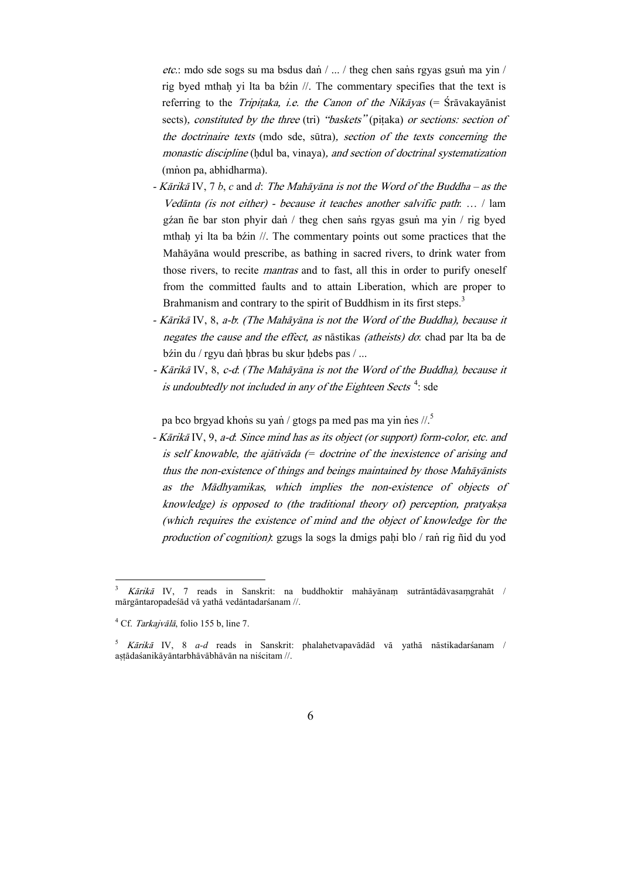*etc.*: mdo sde sogs su ma bsdus daṅ / ... / theg chen saṅs rgyas gsuṅ ma yin / rig byed mthaḥ yi lta ba bźin //. The commentary specifies that the text is referring to the *Tripiṭaka, i.e. the Canon of the Nikāyas* (= Śrāvakayānist sects), *constituted by the three* (tri) *"baskets"* (piṭaka) *or sections: section of the doctrinaire texts* (mdo sde, sūtra), *section of the texts concerning the monastic discipline* (ḥdul ba, vinaya), *and section of doctrinal systematization* (mṅon pa, abhidharma).

- *Kārikā* IV, 7 *b*, *c* and *d*: *The Mahāyāna is not the Word of the Buddha – as the Vedānta (is not either) - because it teaches another salvific path*: … / lam gźan ñe bar ston phyir daṅ / theg chen saṅs rgyas gsuṅ ma yin / rig byed mthaḥ yi lta ba bźin //. The commentary points out some practices that the Mahāyāna would prescribe, as bathing in sacred rivers, to drink water from those rivers, to recite *mantras* and to fast, all this in order to purify oneself from the committed faults and to attain Liberation, which are proper to Brahmanism and contrary to the spirit of Buddhism in its first steps.[3]
- *Kārikā* IV, 8, *a-b*: *(The Mahāyāna is not the Word of the Buddha), because it negates the cause and the effect, as* nāstikas *(atheists) do*: chad par lta ba de bźin du / rgyu daṅ ḥbras bu skur ḥdebs pas / ...
- *Kārikā* IV, 8, *c-d*: *(The Mahāyāna is not the Word of the Buddha), because it is undoubtedly not included in any of the Eighteen Sects* [4]: sde pa bco brgyad khoṅs su yaṅ / gtogs pa med pas ma yin ṅes //.[5]
- *Kārikā* IV, 9, *a-d*: *Since mind has as its object (or support) form-color, etc. and is self knowable, the ajātivāda (= doctrine of the inexistence of arising and thus the non-existence of things and beings maintained by those Mahāyānists as the Mādhyamikas, which implies the non-existence of objects of knowledge) is opposed to (the traditional theory of) perception, pratyakṣa (which requires the existence of mind and the object of knowledge for the production of cognition)*: gzugs la sogs la dmigs paḥi blo / raṅ rig ñid du yod

---

[3] *Kārikā* IV, 7 reads in Sanskrit: na buddhoktir mahāyānaṃ sutrāntādāvasaṃgrahāt / mārgāntaropadeśād vā yathā vedāntadarśanam //.

[4] Cf. *Tarkajvālā*, folio 155 b, line 7.

[5] *Kārikā* IV, 8 *a-d* reads in Sanskrit: phalahetvapavādād vā yathā nāstikadarśanam / aṣṭādaśanikāyāntarbhāvābhāvān na niścitam //.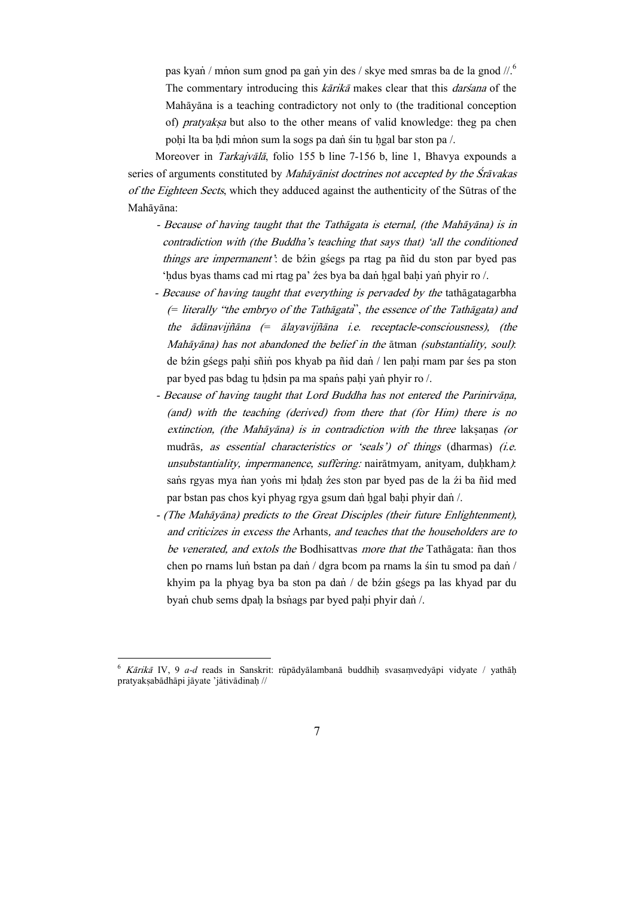pas kyaṅ / mṅon sum gnod pa gaṅ yin des / skye med smras ba de la gnod //.[6] The commentary introducing this *kārikā* makes clear that this *darśana* of the Mahāyāna is a teaching contradictory not only to (the traditional conception of) *pratyakṣa* but also to the other means of valid knowledge: theg pa chen poḥi lta ba ḥdi mṅon sum la sogs pa daṅ śin tu ḥgal bar ston pa /.

Moreover in *Tarkajvālā*, folio 155 b line 7-156 b, line 1, Bhavya expounds a series of arguments constituted by *Mahāyānist doctrines not accepted by the Śrāvakas of the Eighteen Sects*, which they adduced against the authenticity of the Sūtras of the Mahāyāna:

- *Because of having taught that the Tathāgata is eternal, (the Mahāyāna) is in contradiction with (the Buddha's teaching that says that) 'all the conditioned things are impermanent'*: de bźin gśegs pa rtag pa ñid du ston par byed pas 'ḥdus byas thams cad mi rtag pa' źes bya ba daṅ ḥgal baḥi yaṅ phyir ro /.
- *Because of having taught that everything is pervaded by the* tathāgatagarbha *(= literally "the embryo of the Tathāgata", the essence of the Tathāgata) and the ādānavijñāna (= ālayavijñāna i.e. receptacle-consciousness), (the Mahāyāna) has not abandoned the belief in the* ātman *(substantiality, soul)*: de bźin gśegs paḥi sñiṅ pos khyab pa ñid daṅ / len paḥi rnam par śes pa ston par byed pas bdag tu ḥdsin pa ma spaṅs paḥi yaṅ phyir ro /.
- *Because of having taught that Lord Buddha has not entered the Parinirvāṇa, (and) with the teaching (derived) from there that (for Him) there is no extinction, (the Mahāyāna) is in contradiction with the three* lakṣaṇas *(or* mudrās*, as essential characteristics or 'seals') of things* (dharmas) *(i.e. unsubstantiality, impermanence, suffering:* nairātmyam, anityam, duḥkham*)*: saṅs rgyas mya ṅan yoṅs mi ḥdaḥ źes ston par byed pas de la źi ba ñid med par bstan pas chos kyi phyag rgya gsum daṅ ḥgal baḥi phyir daṅ /.
- *(The Mahāyāna) predicts to the Great Disciples (their future Enlightenment), and criticizes in excess the* Arhants*, and teaches that the householders are to be venerated, and extols the* Bodhisattvas *more that the* Tathāgata: ñan thos chen po rnams luṅ bstan pa daṅ / dgra bcom pa rnams la śin tu smod pa daṅ / khyim pa la phyag bya ba ston pa daṅ / de bźin gśegs pa las khyad par du byaṅ chub sems dpaḥ la bsṅags par byed paḥi phyir daṅ /.

---

[6] *Kārikā* IV, 9 *a-d* reads in Sanskrit: rūpādyālambanā buddhiḥ svasaṃvedyāpi vidyate / yathāḥ pratyakṣabādhāpi jāyate 'jātivādinaḥ //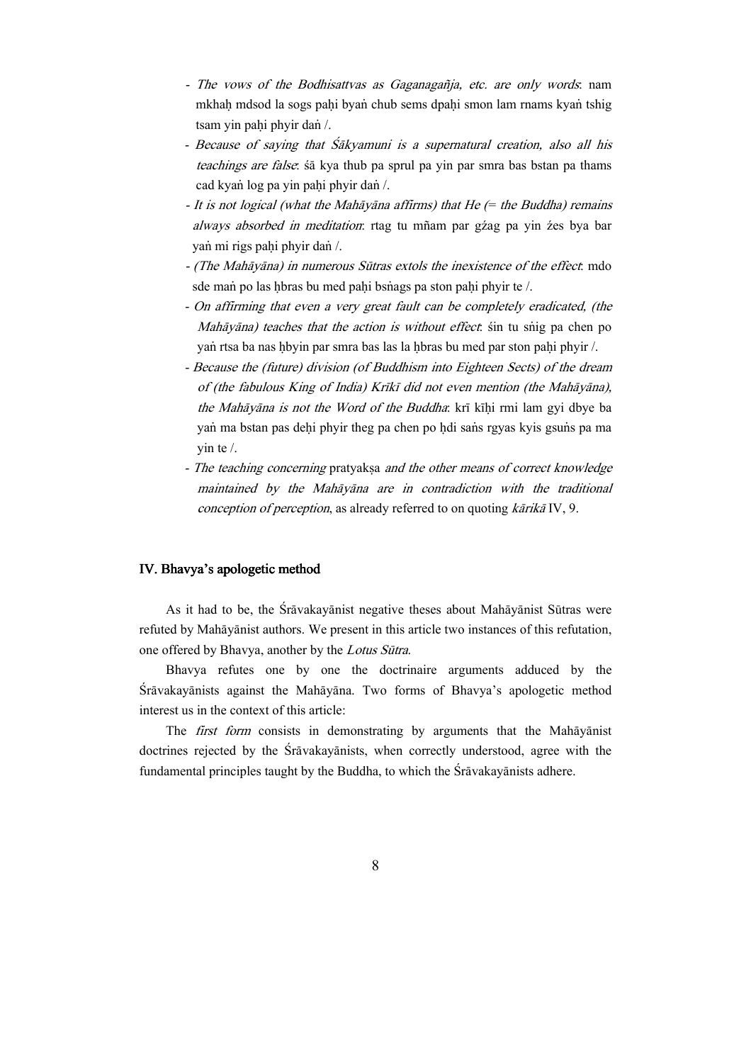- *The vows of the Bodhisattvas as Gaganagañja, etc. are only words*: nam mkhaḥ mdsod la sogs paḥi byaṅ chub sems dpaḥi smon lam rnams kyaṅ tshig tsam yin paḥi phyir daṅ /.
- *Because of saying that Śākyamuni is a supernatural creation, also all his teachings are false*: śā kya thub pa sprul pa yin par smra bas bstan pa thams cad kyaṅ log pa yin paḥi phyir daṅ /.
- *It is not logical (what the Mahāyāna affirms) that He (= the Buddha) remains always absorbed in meditation*: rtag tu mñam par gźag pa yin źes bya bar yaṅ mi rigs paḥi phyir daṅ /.
- *(The Mahāyāna) in numerous Sūtras extols the inexistence of the effect*: mdo sde maṅ po las ḥbras bu med paḥi bsṅags pa ston paḥi phyir te /.
- *On affirming that even a very great fault can be completely eradicated, (the Mahāyāna) teaches that the action is without effect*: śin tu sṅig pa chen po yaṅ rtsa ba nas ḥbyin par smra bas las la ḥbras bu med par ston paḥi phyir /.
- *Because the (future) division (of Buddhism into Eighteen Sects) of the dream of (the fabulous King of India) Krīkī did not even mention (the Mahāyāna), the Mahāyāna is not the Word of the Buddha*: krī kīḥi rmi lam gyi dbye ba yaṅ ma bstan pas deḥi phyir theg pa chen po ḥdi saṅs rgyas kyis gsuṅs pa ma yin te /.
- *The teaching concerning* pratyakṣa *and the other means of correct knowledge maintained by the Mahāyāna are in contradiction with the traditional conception of perception*, as already referred to on quoting *kārikā* IV, 9.

## IV. Bhavya's apologetic method

As it had to be, the Śrāvakayānist negative theses about Mahāyānist Sūtras were refuted by Mahāyānist authors. We present in this article two instances of this refutation, one offered by Bhavya, another by the *Lotus Sūtra*.

Bhavya refutes one by one the doctrinaire arguments adduced by the Śrāvakayānists against the Mahāyāna. Two forms of Bhavya's apologetic method interest us in the context of this article:

The *first form* consists in demonstrating by arguments that the Mahāyānist doctrines rejected by the Śrāvakayānists, when correctly understood, agree with the fundamental principles taught by the Buddha, to which the Śrāvakayānists adhere.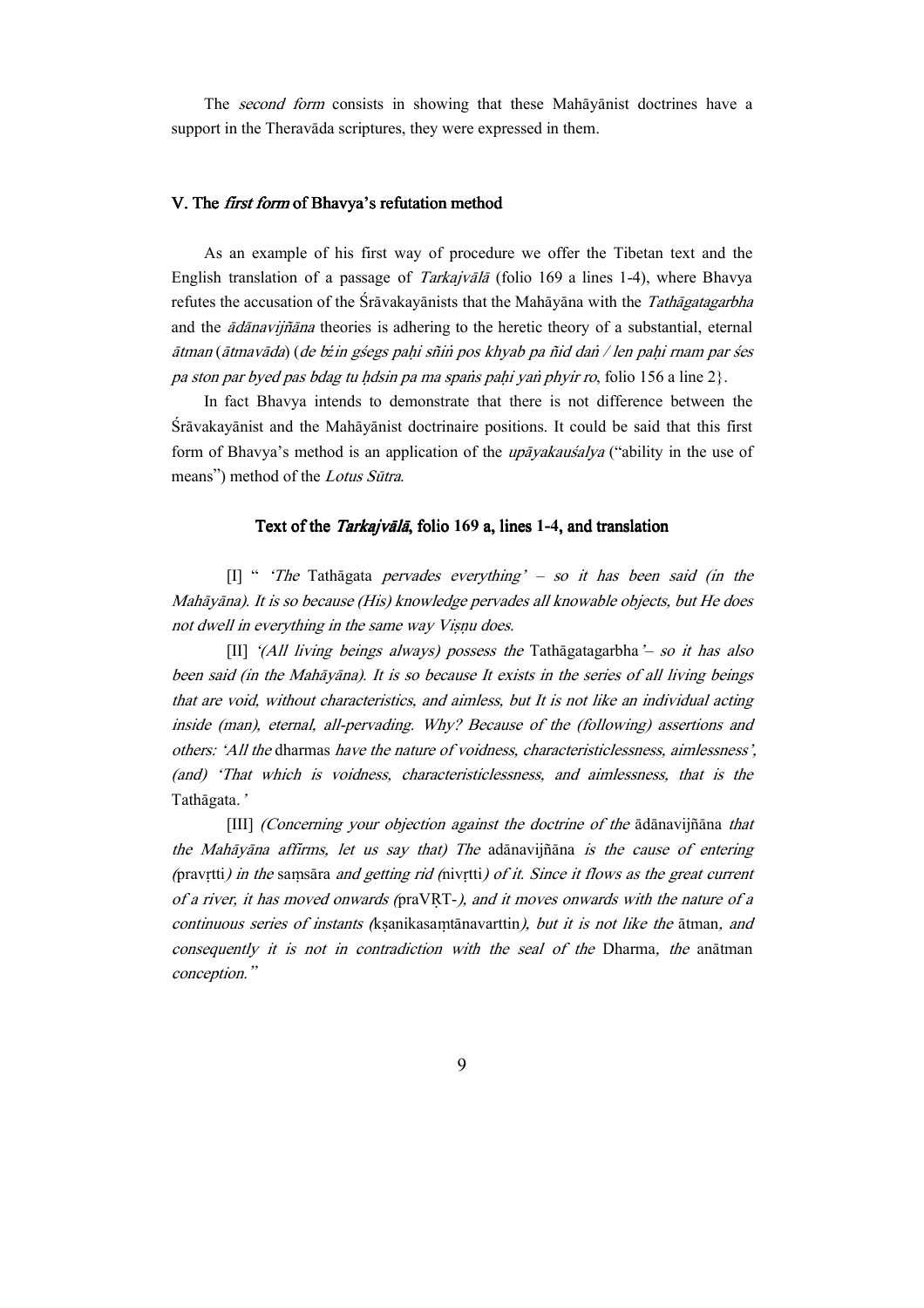The *second form* consists in showing that these Mahāyānist doctrines have a support in the Theravāda scriptures, they were expressed in them.

## V. The *first form* of Bhavya's refutation method

As an example of his first way of procedure we offer the Tibetan text and the English translation of a passage of *Tarkajvālā* (folio 169 a lines 1-4), where Bhavya refutes the accusation of the Śrāvakayānists that the Mahāyāna with the *Tathāgatagarbha* and the *ādānavijñāna* theories is adhering to the heretic theory of a substantial, eternal *ātman* (*ātmavāda*) (*de bźin gśegs paḥi sñiṅ pos khyab pa ñid daṅ / len paḥi rnam par śes pa ston par byed pas bdag tu ḥdsin pa ma spaṅs paḥi yaṅ phyir ro*, folio 156 a line 2}.

In fact Bhavya intends to demonstrate that there is not difference between the Śrāvakayānist and the Mahāyānist doctrinaire positions. It could be said that this first form of Bhavya's method is an application of the *upāyakauśalya* ("ability in the use of means") method of the *Lotus Sūtra*.

### Text of the *Tarkajvālā*, folio 169 a, lines 1-4, and translation

[I] " *'The* Tathāgata *pervades everything' – so it has been said (in the Mahāyāna). It is so because (His) knowledge pervades all knowable objects, but He does not dwell in everything in the same way Viṣṇu does.*

[II] *'(All living beings always) possess the* Tathāgatagarbha*'– so it has also been said (in the Mahāyāna). It is so because It exists in the series of all living beings that are void, without characteristics, and aimless, but It is not like an individual acting inside (man), eternal, all-pervading. Why? Because of the (following) assertions and others: 'All the* dharmas *have the nature of voidness, characteristiclessness, aimlessness', (and) 'That which is voidness, characteristiclessness, and aimlessness, that is the* Tathāgata.*'*

[III] *(Concerning your objection against the doctrine of the* ādānavijñāna *that the Mahāyāna affirms, let us say that) The* adānavijñāna *is the cause of entering (*pravṛtti*) in the* saṃsāra *and getting rid (*nivṛtti*) of it. Since it flows as the great current of a river, it has moved onwards (*praVṚT-*), and it moves onwards with the nature of a continuous series of instants (*kṣanikasaṃtānavarttin*), but it is not like the* ātman*, and consequently it is not in contradiction with the seal of the* Dharma*, the* anātman *conception."*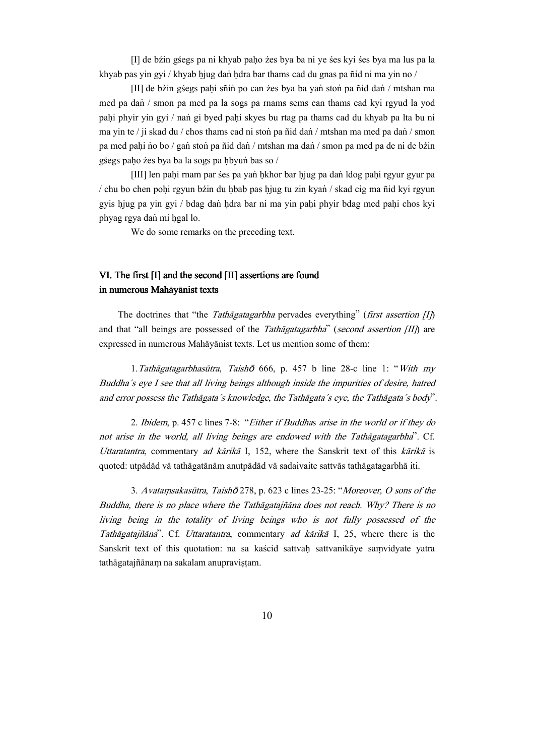[I] de bźin gśegs pa ni khyab paḥo źes bya ba ni ye śes kyi śes bya ma lus pa la khyab pas yin gyi / khyab ḥjug daṅ ḥdra bar thams cad du gnas pa ñid ni ma yin no /

[II] de bźin gśegs paḥi sñiṅ po can źes bya ba yaṅ stoṅ pa ñid daṅ / mtshan ma med pa daṅ / smon pa med pa la sogs pa rnams sems can thams cad kyi rgyud la yod paḥi phyir yin gyi / naṅ gi byed paḥi skyes bu rtag pa thams cad du khyab pa lta bu ni ma yin te / ji skad du / chos thams cad ni stoṅ pa ñid daṅ / mtshan ma med pa daṅ / smon pa med paḥi ṅo bo / gaṅ stoṅ pa ñid daṅ / mtshan ma daṅ / smon pa med pa de ni de bźin gśegs paḥo źes bya ba la sogs pa ḥbyuṅ bas so /

[III] len paḥi rnam par śes pa yaṅ ḥkhor bar ḥjug pa daṅ ldog paḥi rgyur gyur pa / chu bo chen poḥi rgyun bźin du ḥbab pas ḥjug tu zin kyaṅ / skad cig ma ñid kyi rgyun gyis ḥjug pa yin gyi / bdag daṅ ḥdra bar ni ma yin paḥi phyir bdag med paḥi chos kyi phyag rgya daṅ mi ḥgal lo.

We do some remarks on the preceding text.

## VI. The first [I] and the second [II] assertions are found in numerous Mahāyānist texts

The doctrines that "the *Tathāgatagarbha* pervades everything" (*first assertion [I]*) and that "all beings are possessed of the *Tathāgatagarbha*" (*second assertion [II]*) are expressed in numerous Mahāyānist texts. Let us mention some of them:

1. *Tathāgatagarbhasūtra*, *Taishō* 666, p. 457 b line 28-c line 1: "*With my Buddha´s eye I see that all living beings although inside the impurities of desire, hatred and error possess the Tathāgata´s knowledge, the Tathāgata´s eye, the Tathāgata´s body*".

2. *Ibidem*, p. 457 c lines 7-8: "*Either if Buddhas arise in the world or if they do not arise in the world, all living beings are endowed with the Tathāgatagarbha*". Cf. *Uttaratantra*, commentary *ad kārikā* I, 152, where the Sanskrit text of this *kārikā* is quoted: utpādād vā tathāgatānām anutpādād vā sadaivaite sattvās tathāgatagarbhā iti.

3. *Avataṃsakasūtra*, *Taishō* 278, p. 623 c lines 23-25: "*Moreover, O sons of the Buddha, there is no place where the Tathāgatajñāna does not reach. Why? There is no living being in the totality of living beings who is not fully possessed of the Tathāgatajñāna*". Cf. *Uttaratantra*, commentary *ad kārikā* I, 25, where there is the Sanskrit text of this quotation: na sa kaścid sattvaḥ sattvanikāye saṃvidyate yatra tathāgatajñānaṃ na sakalam anupraviṣṭam.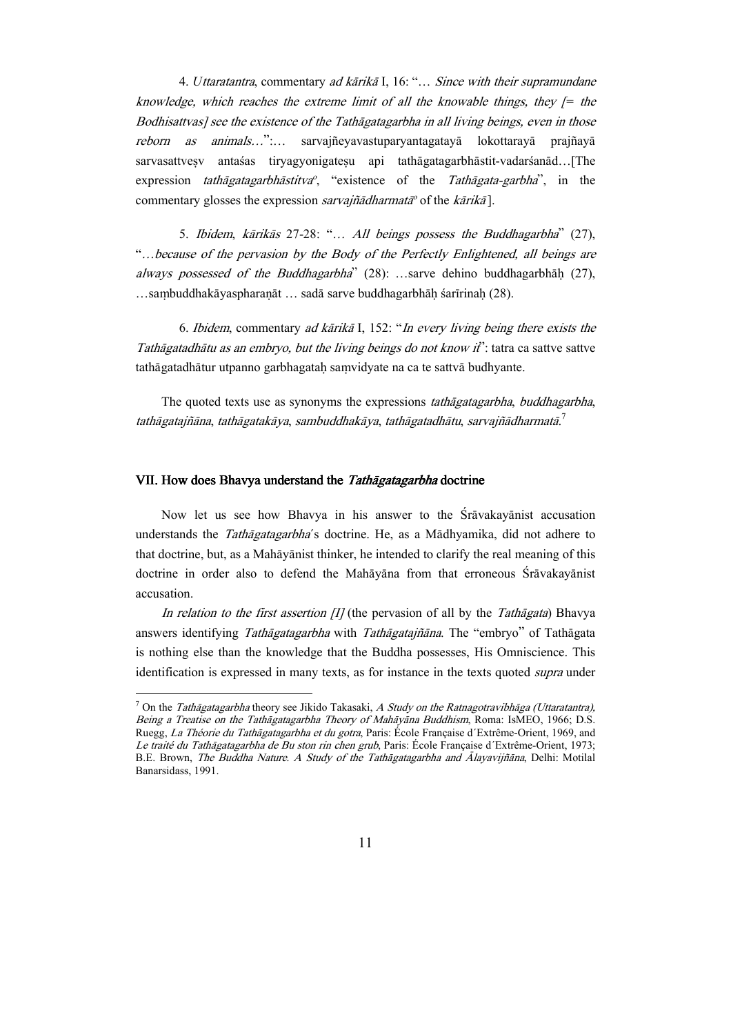4. *Uttaratantra*, commentary *ad kārikā* I, 16: "*… Since with their supramundane knowledge, which reaches the extreme limit of all the knowable things, they [= the Bodhisattvas] see the existence of the Tathāgatagarbha in all living beings, even in those reborn as animals…*":… sarvajñeyavastuparyantagatayā lokottarayā prajñayā sarvasattveṣv antaśas tiryagyonigateṣu api tathāgatagarbhāstit-vadarśanād…[The expression *tathāgatagarbhāstitva*°, "existence of the *Tathāgata-garbha*", in the commentary glosses the expression *sarvajñādharmatā*° of the *kārikā*].

5. *Ibidem*, *kārikās* 27-28: "*… All beings possess the Buddhagarbha*" (27), "*…because of the pervasion by the Body of the Perfectly Enlightened, all beings are always possessed of the Buddhagarbha*" (28): …sarve dehino buddhagarbhāḥ (27), …saṃbuddhakāyaspharaṇāt … sadā sarve buddhagarbhāḥ śarīrinaḥ (28).

6. *Ibidem*, commentary *ad kārikā* I, 152: "*In every living being there exists the Tathāgatadhātu as an embryo, but the living beings do not know it*": tatra ca sattve sattve tathāgatadhātur utpanno garbhagataḥ saṃvidyate na ca te sattvā budhyante.

The quoted texts use as synonyms the expressions *tathāgatagarbha*, *buddhagarbha*, *tathāgatajñāna*, *tathāgatakāya*, *sambuddhakāya*, *tathāgatadhātu*, *sarvajñādharmatā*.[7]

## VII. How does Bhavya understand the *Tathāgatagarbha* doctrine

Now let us see how Bhavya in his answer to the Śrāvakayānist accusation understands the *Tathāgatagarbha*´s doctrine. He, as a Mādhyamika, did not adhere to that doctrine, but, as a Mahāyānist thinker, he intended to clarify the real meaning of this doctrine in order also to defend the Mahāyāna from that erroneous Śrāvakayānist accusation.

*In relation to the first assertion [I]* (the pervasion of all by the *Tathāgata*) Bhavya answers identifying *Tathāgatagarbha* with *Tathāgatajñāna*. The "embryo" of Tathāgata is nothing else than the knowledge that the Buddha possesses, His Omniscience. This identification is expressed in many texts, as for instance in the texts quoted *supra* under

---

[7] On the *Tathāgatagarbha* theory see Jikido Takasaki, *A Study on the Ratnagotravibhāga (Uttaratantra), Being a Treatise on the Tathāgatagarbha Theory of Mahāyāna Buddhism*, Roma: IsMEO, 1966; D.S. Ruegg, *La Théorie du Tathāgatagarbha et du gotra*, Paris: École Française d´Extrême-Orient, 1969, and *Le traité du Tathāgatagarbha de Bu ston rin chen grub*, Paris: École Française d´Extrême-Orient, 1973; B.E. Brown, *The Buddha Nature. A Study of the Tathāgatagarbha and Ālayavijñāna*, Delhi: Motilal Banarsidass, 1991.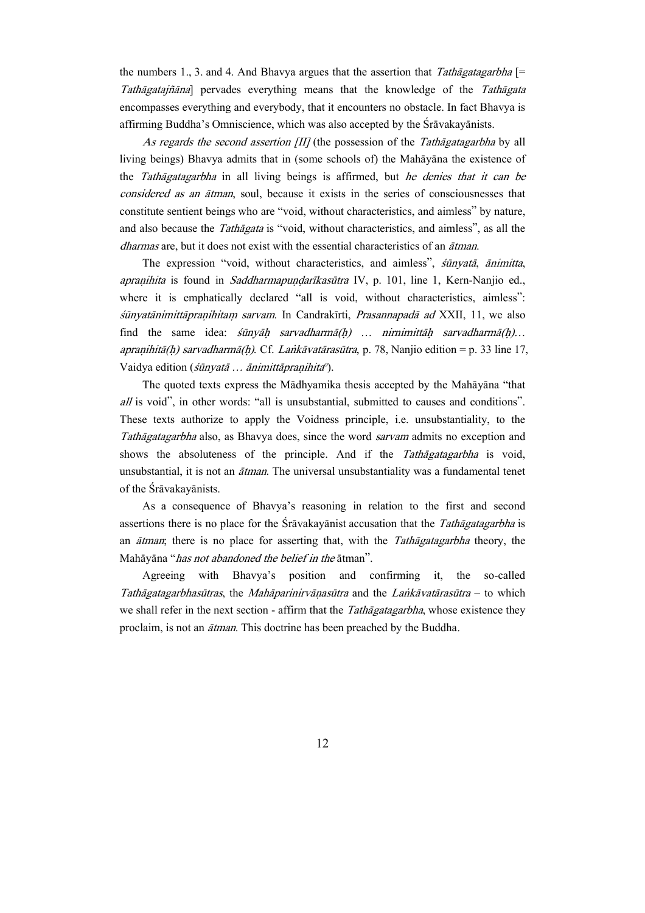the numbers 1., 3. and 4. And Bhavya argues that the assertion that *Tathāgatagarbha* [= *Tathāgatajñāna*] pervades everything means that the knowledge of the *Tathāgata* encompasses everything and everybody, that it encounters no obstacle. In fact Bhavya is affirming Buddha's Omniscience, which was also accepted by the Śrāvakayānists.

*As regards the second assertion [II]* (the possession of the *Tathāgatagarbha* by all living beings) Bhavya admits that in (some schools of) the Mahāyāna the existence of the *Tathāgatagarbha* in all living beings is affirmed, but *he denies that it can be considered as an ātman*, soul, because it exists in the series of consciousnesses that constitute sentient beings who are "void, without characteristics, and aimless" by nature, and also because the *Tathāgata* is "void, without characteristics, and aimless", as all the *dharmas* are, but it does not exist with the essential characteristics of an *ātman*.

The expression "void, without characteristics, and aimless", *śūnyatā*, *ānimitta*, *apraṇihita* is found in *Saddharmapuṇḍarīkasūtra* IV, p. 101, line 1, Kern-Nanjio ed., where it is emphatically declared "all is void, without characteristics, aimless": *śūnyatānimittāpraṇihitaṃ sarvam*. In Candrakīrti, *Prasannapadā ad* XXII, 11, we also find the same idea: *śūnyāḥ sarvadharmā(ḥ) … nirnimittāḥ sarvadharmā(ḥ)… apraṇihitā(ḥ) sarvadharmā(ḥ)*. Cf. *Laṅkāvatārasūtra*, p. 78, Nanjio edition = p. 33 line 17, Vaidya edition (*śūnyatā … ānimittāpraṇihita°*).

The quoted texts express the Mādhyamika thesis accepted by the Mahāyāna "that *all* is void", in other words: "all is unsubstantial, submitted to causes and conditions". These texts authorize to apply the Voidness principle, i.e. unsubstantiality, to the *Tathāgatagarbha* also, as Bhavya does, since the word *sarvam* admits no exception and shows the absoluteness of the principle. And if the *Tathāgatagarbha* is void, unsubstantial, it is not an *ātman*. The universal unsubstantiality was a fundamental tenet of the Śrāvakayānists.

As a consequence of Bhavya's reasoning in relation to the first and second assertions there is no place for the Śrāvakayānist accusation that the *Tathāgatagarbha* is an *ātman*; there is no place for asserting that, with the *Tathāgatagarbha* theory, the Mahāyāna "*has not abandoned the belief in the* ātman".

Agreeing with Bhavya's position and confirming it, the so-called *Tathāgatagarbhasūtras*, the *Mahāparinirvāṇasūtra* and the *Laṅkāvatārasūtra* – to which we shall refer in the next section - affirm that the *Tathāgatagarbha*, whose existence they proclaim, is not an *ātman*. This doctrine has been preached by the Buddha.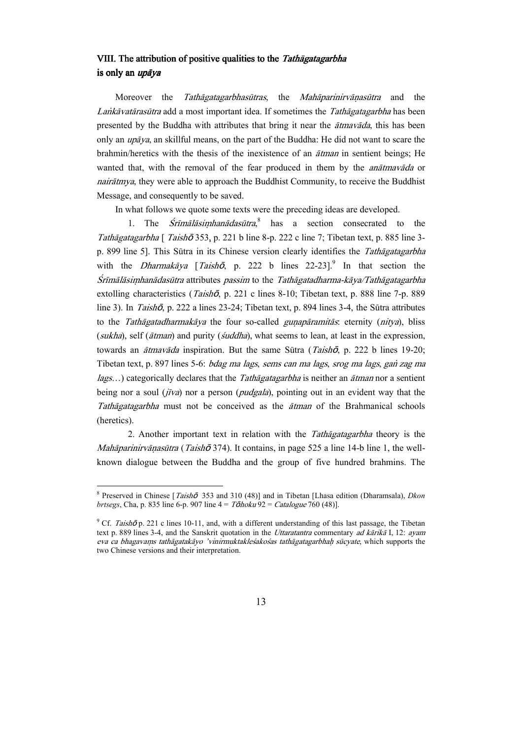## VIII. The attribution of positive qualities to the *Tathāgatagarbha* is only an *upāya*

Moreover the *Tathāgatagarbhasūtras*, the *Mahāparinirvāṇasūtra* and the *Laṅkāvatārasūtra* add a most important idea. If sometimes the *Tathāgatagarbha* has been presented by the Buddha with attributes that bring it near the *ātmavāda*, this has been only an *upāya*, an skillful means, on the part of the Buddha: He did not want to scare the brahmin/heretics with the thesis of the inexistence of an *ātman* in sentient beings; He wanted that, with the removal of the fear produced in them by the *anātmavāda* or *nairātmya*, they were able to approach the Buddhist Community, to receive the Buddhist Message, and consequently to be saved.

In what follows we quote some texts were the preceding ideas are developed.

1. The *Śrīmālāsiṃhanādasūtra*,[8] has a section consecrated to the *Tathāgatagarbha* [ *Taishō* 353, p. 221 b line 8-p. 222 c line 7; Tibetan text, p. 885 line 3-p. 899 line 5]. This Sūtra in its Chinese version clearly identifies the *Tathāgatagarbha* with the *Dharmakāya* [*Taishō*, p. 222 b lines 22-23].[9] In that section the *Śrīmālāsiṃhanādasūtra* attributes *passim* to the *Tathāgatadharma-kāya/Tathāgatagarbha* extolling characteristics (*Taishō*, p. 221 c lines 8-10; Tibetan text, p. 888 line 7-p. 889 line 3). In *Taishō*, p. 222 a lines 23-24; Tibetan text, p. 894 lines 3-4, the Sūtra attributes to the *Tathāgatadharmakāya* the four so-called *guṇapāramitās*: eternity (*nitya*), bliss (*sukha*), self (*ātman*) and purity (*śuddha*), what seems to lean, at least in the expression, towards an *ātmavāda* inspiration. But the same Sūtra (*Taishō*, p. 222 b lines 19-20; Tibetan text, p. 897 lines 5-6: *bdag ma lags*, *sems can ma lags*, *srog ma lags*, *gaṅ zag ma lags*…) categorically declares that the *Tathāgatagarbha* is neither an *ātman* nor a sentient being nor a soul (*jīva*) nor a person (*pudgala*), pointing out in an evident way that the *Tathāgatagarbha* must not be conceived as the *ātman* of the Brahmanical schools (heretics).

2. Another important text in relation with the *Tathāgatagarbha* theory is the *Mahāparinirvāṇasūtra* (*Taishō* 374). It contains, in page 525 a line 14-b line 1, the well-known dialogue between the Buddha and the group of five hundred brahmins. The

[8] Preserved in Chinese [*Taishō* 353 and 310 (48)] and in Tibetan [Lhasa edition (Dharamsala), *Dkon brtsegs*, Cha, p. 835 line 6-p. 907 line 4 = *Tōhoku* 92 = *Catalogue* 760 (48)].

[9] Cf. *Taishō* p. 221 c lines 10-11, and, with a different understanding of this last passage, the Tibetan text p. 889 lines 3-4, and the Sanskrit quotation in the *Uttaratantra* commentary *ad kārikā* I, 12: *ayam eva ca bhagavaṃs tathāgatakāyo 'vinirmuktakleśakośas tathāgatagarbhaḥ sūcyate*, which supports the two Chinese versions and their interpretation.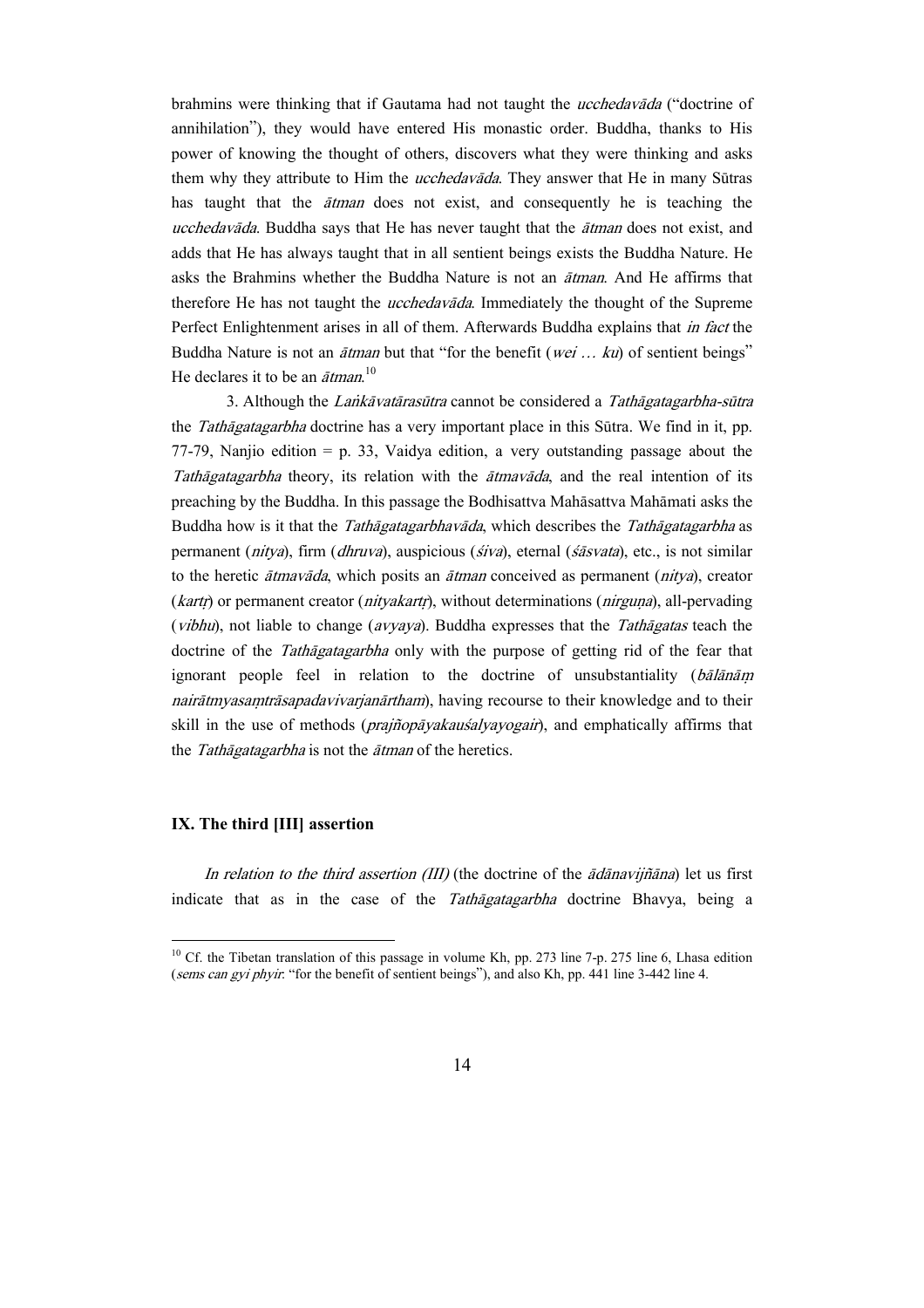brahmins were thinking that if Gautama had not taught the *ucchedavāda* ("doctrine of annihilation"), they would have entered His monastic order. Buddha, thanks to His power of knowing the thought of others, discovers what they were thinking and asks them why they attribute to Him the *ucchedavāda*. They answer that He in many Sūtras has taught that the *ātman* does not exist, and consequently he is teaching the *ucchedavāda*. Buddha says that He has never taught that the *ātman* does not exist, and adds that He has always taught that in all sentient beings exists the Buddha Nature. He asks the Brahmins whether the Buddha Nature is not an *ātman*. And He affirms that therefore He has not taught the *ucchedavāda*. Immediately the thought of the Supreme Perfect Enlightenment arises in all of them. Afterwards Buddha explains that *in fact* the Buddha Nature is not an *ātman* but that "for the benefit (*wei … ku*) of sentient beings" He declares it to be an *ātman*.[10]

3. Although the *Laṅkāvatārasūtra* cannot be considered a *Tathāgatagarbha-sūtra* the *Tathāgatagarbha* doctrine has a very important place in this Sūtra. We find in it, pp. 77-79, Nanjio edition = p. 33, Vaidya edition, a very outstanding passage about the *Tathāgatagarbha* theory, its relation with the *ātmavāda*, and the real intention of its preaching by the Buddha. In this passage the Bodhisattva Mahāsattva Mahāmati asks the Buddha how is it that the *Tathāgatagarbhavāda*, which describes the *Tathāgatagarbha* as permanent (*nitya*), firm (*dhruva*), auspicious (*śiva*), eternal (*śāsvata*), etc., is not similar to the heretic *ātmavāda*, which posits an *ātman* conceived as permanent (*nitya*), creator (*kartṛ*) or permanent creator (*nityakartṛ*), without determinations (*nirguṇa*), all-pervading (*vibhu*), not liable to change (*avyaya*). Buddha expresses that the *Tathāgatas* teach the doctrine of the *Tathāgatagarbha* only with the purpose of getting rid of the fear that ignorant people feel in relation to the doctrine of unsubstantiality (*bālānāṃ nairātmyasaṃtrāsapadavivarjanārtham*), having recourse to their knowledge and to their skill in the use of methods (*prajñopāyakauśalyayogair*), and emphatically affirms that the *Tathāgatagarbha* is not the *ātman* of the heretics.

## IX. The third [III] assertion

*In relation to the third assertion (III)* (the doctrine of the *ādānavijñāna*) let us first indicate that as in the case of the *Tathāgatagarbha* doctrine Bhavya, being a

---

[10] Cf. the Tibetan translation of this passage in volume Kh, pp. 273 line 7-p. 275 line 6, Lhasa edition (*sems can gyi phyir*: "for the benefit of sentient beings"), and also Kh, pp. 441 line 3-442 line 4.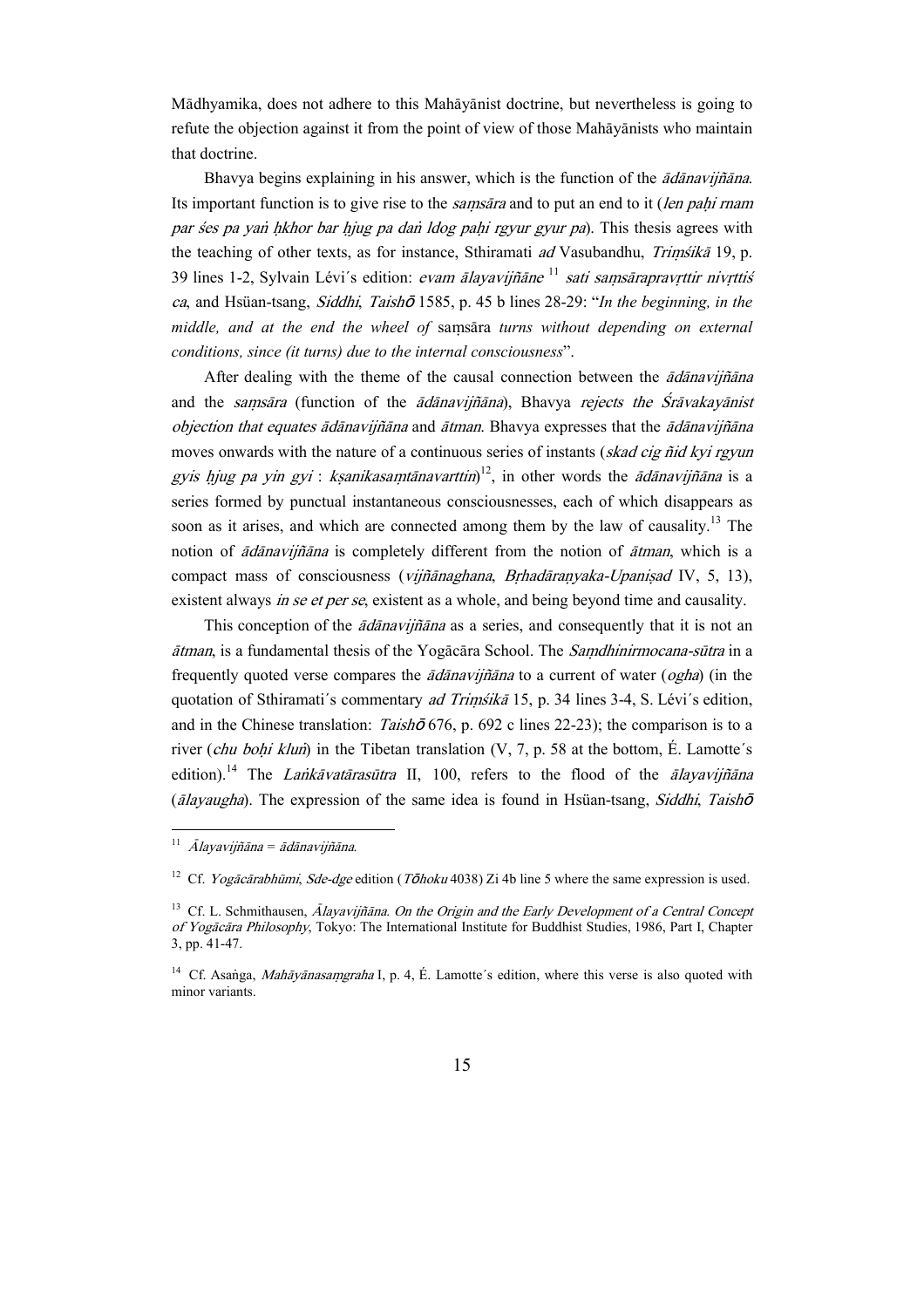Mādhyamika, does not adhere to this Mahāyānist doctrine, but nevertheless is going to refute the objection against it from the point of view of those Mahāyānists who maintain that doctrine.

Bhavya begins explaining in his answer, which is the function of the *ādānavijñāna*. Its important function is to give rise to the *saṃsāra* and to put an end to it (*len paḥi rnam par śes pa yaṅ ḥkhor bar ḥjug pa daṅ ldog paḥi rgyur gyur pa*). This thesis agrees with the teaching of other texts, as for instance, Sthiramati *ad* Vasubandhu, *Triṃśikā* 19, p. 39 lines 1-2, Sylvain Lévi´s edition: *evam ālayavijñāne* [11] *sati saṃsārapravṛttir nivṛttiś ca*, and Hsüan-tsang, *Siddhi*, *Taishō* 1585, p. 45 b lines 28-29: "*In the beginning, in the middle, and at the end the wheel of* saṃsāra *turns without depending on external conditions, since (it turns) due to the internal consciousness*".

After dealing with the theme of the causal connection between the *ādānavijñāna* and the *saṃsāra* (function of the *ādānavijñāna*), Bhavya *rejects the Śrāvakayānist objection that equates ādānavijñāna* and *ātman*. Bhavya expresses that the *ādānavijñāna* moves onwards with the nature of a continuous series of instants (*skad cig ñid kyi rgyun gyis ḥjug pa yin gyi* : *kṣanikasaṃtānavarttin*)[12], in other words the *ādānavijñāna* is a series formed by punctual instantaneous consciousnesses, each of which disappears as soon as it arises, and which are connected among them by the law of causality.[13] The notion of *ādānavijñāna* is completely different from the notion of *ātman*, which is a compact mass of consciousness (*vijñānaghana*, *Bṛhadāraṇyaka-Upaniṣad* IV, 5, 13), existent always *in se et per se*, existent as a whole, and being beyond time and causality.

This conception of the *ādānavijñāna* as a series, and consequently that it is not an *ātman*, is a fundamental thesis of the Yogācāra School. The *Saṃdhinirmocana-sūtra* in a frequently quoted verse compares the *ādānavijñāna* to a current of water (*ogha*) (in the quotation of Sthiramati´s commentary *ad Triṃśikā* 15, p. 34 lines 3-4, S. Lévi´s edition, and in the Chinese translation: *Taishō* 676, p. 692 c lines 22-23); the comparison is to a river (*chu boḥi kluṅ*) in the Tibetan translation (V, 7, p. 58 at the bottom, É. Lamotte´s edition).[14] The *Laṅkāvatārasūtra* II, 100, refers to the flood of the *ālayavijñāna* (*ālayaugha*). The expression of the same idea is found in Hsüan-tsang, *Siddhi*, *Taishō*

---

[11] *Ālayavijñāna* = *ādānavijñāna*.

[12] Cf. *Yogācārabhūmi*, *Sde-dge* edition (*Tōhoku* 4038) Zi 4b line 5 where the same expression is used.

[13] Cf. L. Schmithausen, *Ālayavijñāna. On the Origin and the Early Development of a Central Concept of Yogācāra Philosophy*, Tokyo: The International Institute for Buddhist Studies, 1986, Part I, Chapter 3, pp. 41-47.

[14] Cf. Asaṅga, *Mahāyānasaṃgraha* I, p. 4, É. Lamotte´s edition, where this verse is also quoted with minor variants.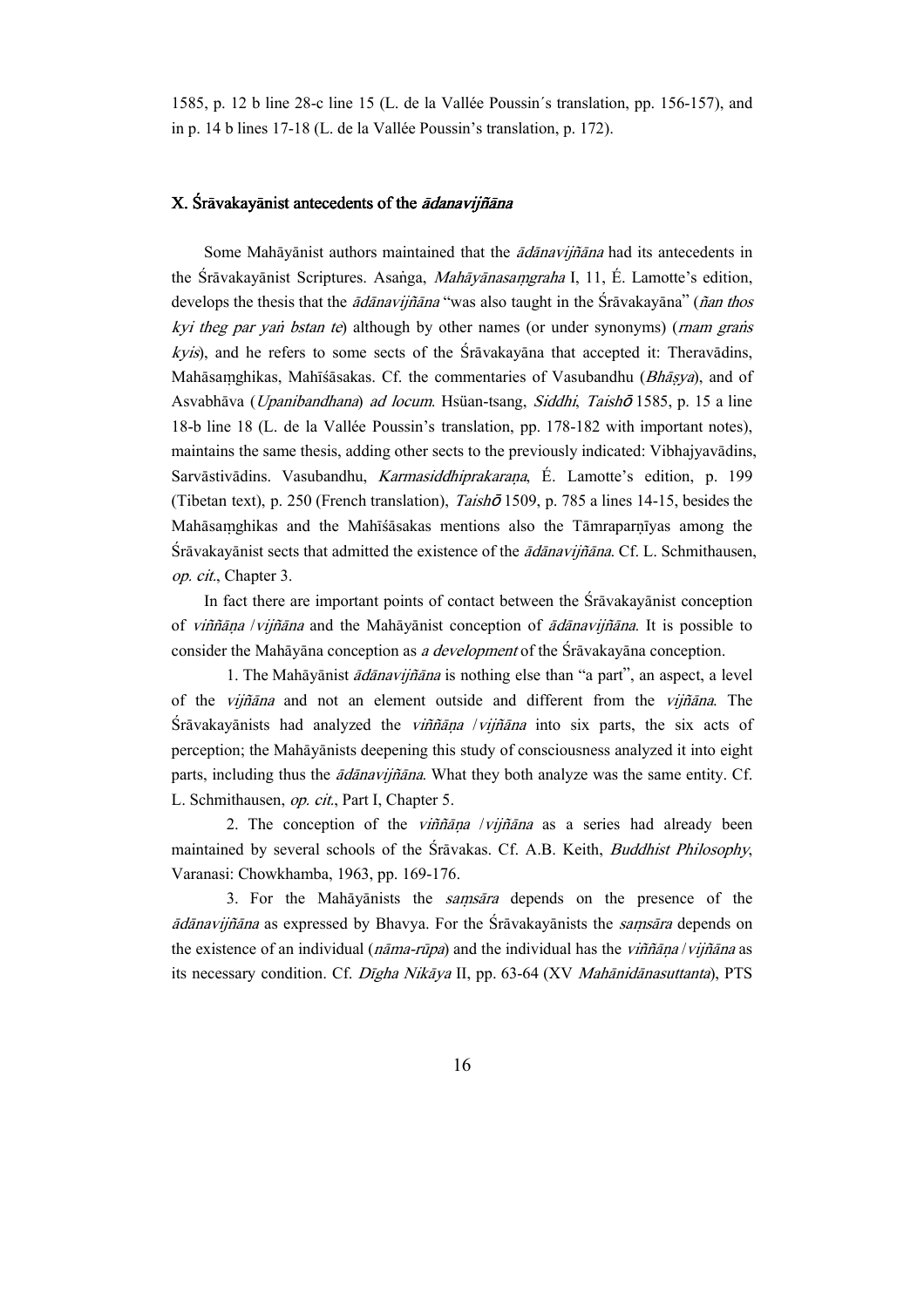1585, p. 12 b line 28-c line 15 (L. de la Vallée Poussin´s translation, pp. 156-157), and in p. 14 b lines 17-18 (L. de la Vallée Poussin's translation, p. 172).

## X. Śrāvakayānist antecedents of the *ādanavijñāna*

Some Mahāyānist authors maintained that the *ādānavijñāna* had its antecedents in the Śrāvakayānist Scriptures. Asaṅga, *Mahāyānasaṃgraha* I, 11, É. Lamotte's edition, develops the thesis that the *ādānavijñāna* "was also taught in the Śrāvakayāna" (*ñan thos kyi theg par yaṅ bstan te*) although by other names (or under synonyms) (*rnam graṅs kyis*), and he refers to some sects of the Śrāvakayāna that accepted it: Theravādins, Mahāsaṃghikas, Mahīśāsakas. Cf. the commentaries of Vasubandhu (*Bhāṣya*), and of Asvabhāva (*Upanibandhana*) *ad locum*. Hsüan-tsang, *Siddhi*, *Taishō* 1585, p. 15 a line 18-b line 18 (L. de la Vallée Poussin's translation, pp. 178-182 with important notes), maintains the same thesis, adding other sects to the previously indicated: Vibhajyavādins, Sarvāstivādins. Vasubandhu, *Karmasiddhiprakaraṇa*, É. Lamotte's edition, p. 199 (Tibetan text), p. 250 (French translation), *Taishō* 1509, p. 785 a lines 14-15, besides the Mahāsaṃghikas and the Mahīśāsakas mentions also the Tāmraparṇīyas among the Śrāvakayānist sects that admitted the existence of the *ādānavijñāna*. Cf. L. Schmithausen, *op. cit.*, Chapter 3.

In fact there are important points of contact between the Śrāvakayānist conception of *viññāṇa* / *vijñāna* and the Mahāyānist conception of *ādānavijñāna*. It is possible to consider the Mahāyāna conception as *a development* of the Śrāvakayāna conception.

1. The Mahāyānist *ādānavijñāna* is nothing else than "a part", an aspect, a level of the *vijñāna* and not an element outside and different from the *vijñāna*. The Śrāvakayānists had analyzed the *viññāṇa* / *vijñāna* into six parts, the six acts of perception; the Mahāyānists deepening this study of consciousness analyzed it into eight parts, including thus the *ādānavijñāna*. What they both analyze was the same entity. Cf. L. Schmithausen, *op. cit.*, Part I, Chapter 5.

2. The conception of the *viññāṇa* / *vijñāna* as a series had already been maintained by several schools of the Śrāvakas. Cf. A.B. Keith, *Buddhist Philosophy*, Varanasi: Chowkhamba, 1963, pp. 169-176.

3. For the Mahāyānists the *saṃsāra* depends on the presence of the *ādānavijñāna* as expressed by Bhavya. For the Śrāvakayānists the *saṃsāra* depends on the existence of an individual (*nāma-rūpa*) and the individual has the *viññāṇa* / *vijñāna* as its necessary condition. Cf. *Dīgha Nikāya* II, pp. 63-64 (XV *Mahānidānasuttanta*), PTS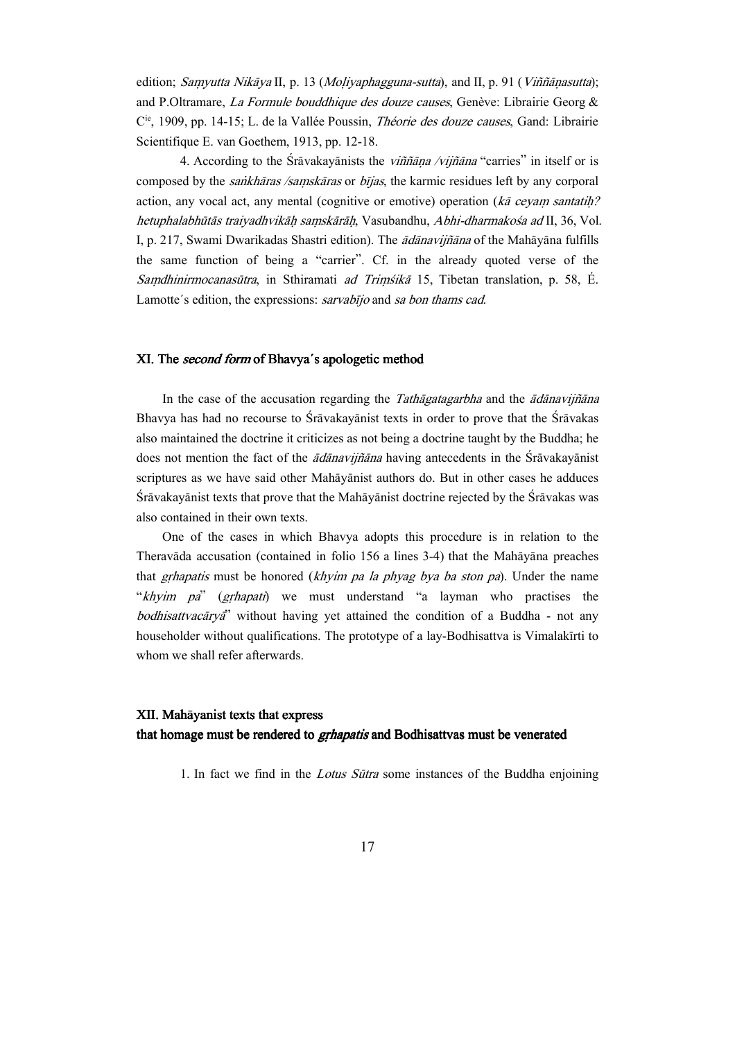edition; *Saṃyutta Nikāya* II, p. 13 (*Moḷiyaphagguna-sutta*), and II, p. 91 (*Viññāṇasutta*); and P.Oltramare, *La Formule bouddhique des douze causes*, Genève: Librairie Georg & Cie, 1909, pp. 14-15; L. de la Vallée Poussin, *Théorie des douze causes*, Gand: Librairie Scientifique E. van Goethem, 1913, pp. 12-18.

4. According to the Śrāvakayānists the *viññāṇa /vijñāna* "carries" in itself or is composed by the *saṅkhāras /saṃskāras* or *bījas*, the karmic residues left by any corporal action, any vocal act, any mental (cognitive or emotive) operation (*kā ceyaṃ santatiḥ? hetuphalabhūtās traiyadhvikāḥ saṃskārāḥ*, Vasubandhu, *Abhi-dharmakośa ad* II, 36, Vol. I, p. 217, Swami Dwarikadas Shastri edition). The *ādānavijñāna* of the Mahāyāna fulfills the same function of being a "carrier". Cf. in the already quoted verse of the *Saṃdhinirmocanasūtra*, in Sthiramati *ad Triṃśikā* 15, Tibetan translation, p. 58, É. Lamotte´s edition, the expressions: *sarvabījo* and *sa bon thams cad*.

## XI. The *second form* of Bhavya´s apologetic method

In the case of the accusation regarding the *Tathāgatagarbha* and the *ādānavijñāna* Bhavya has had no recourse to Śrāvakayānist texts in order to prove that the Śrāvakas also maintained the doctrine it criticizes as not being a doctrine taught by the Buddha; he does not mention the fact of the *ādānavijñāna* having antecedents in the Śrāvakayānist scriptures as we have said other Mahāyānist authors do. But in other cases he adduces Śrāvakayānist texts that prove that the Mahāyānist doctrine rejected by the Śrāvakas was also contained in their own texts.

One of the cases in which Bhavya adopts this procedure is in relation to the Theravāda accusation (contained in folio 156 a lines 3-4) that the Mahāyāna preaches that *gṛhapatis* must be honored (*khyim pa la phyag bya ba ston pa*). Under the name "*khyim pa*" (*gṛhapati*) we must understand "a layman who practises the *bodhisattvacāryā*" without having yet attained the condition of a Buddha - not any householder without qualifications. The prototype of a lay-Bodhisattva is Vimalakīrti to whom we shall refer afterwards.

## XII. Mahāyanist texts that express that homage must be rendered to *gṛhapatis* and Bodhisattvas must be venerated

1. In fact we find in the *Lotus Sūtra* some instances of the Buddha enjoining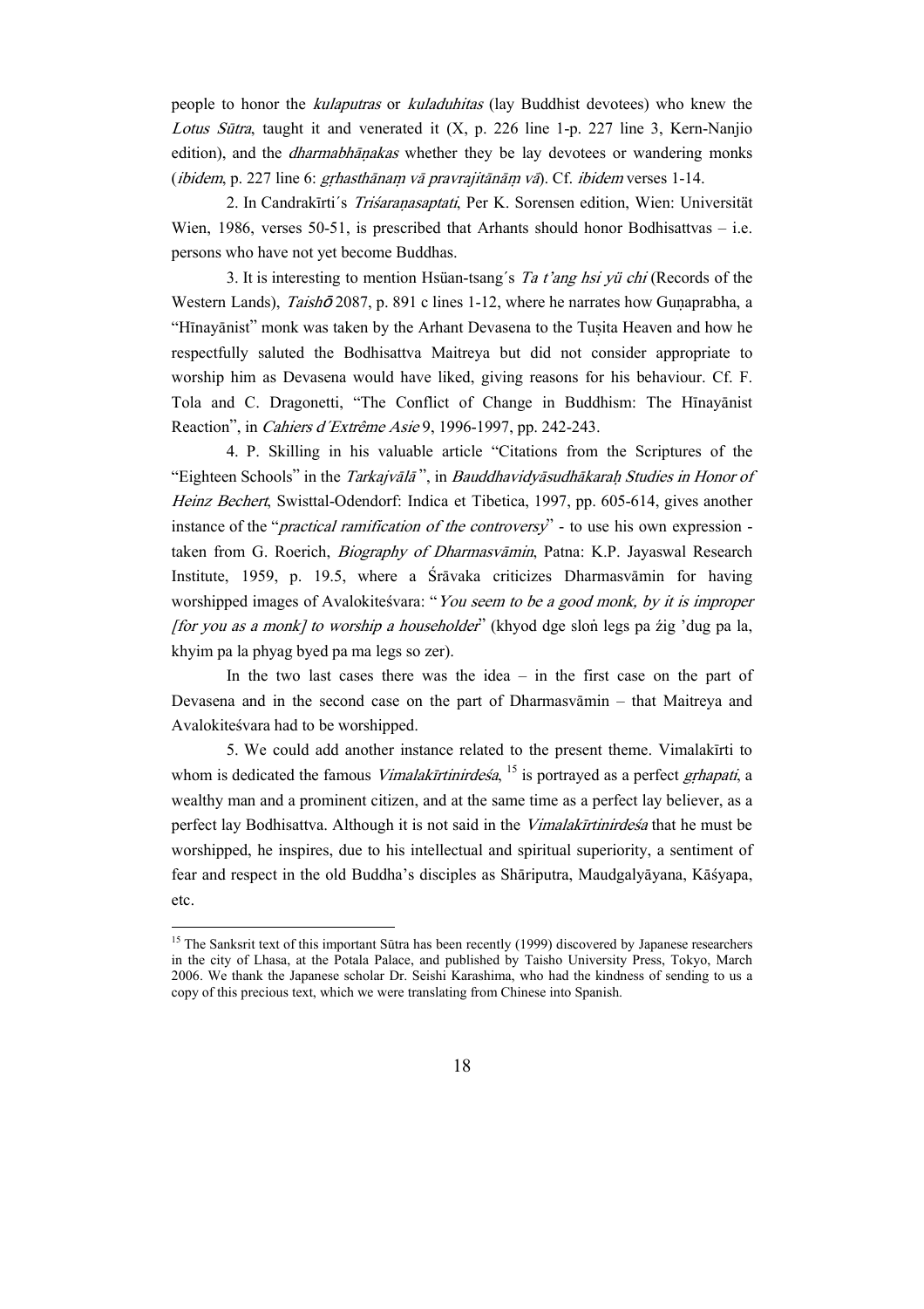people to honor the *kulaputras* or *kuladuhitas* (lay Buddhist devotees) who knew the *Lotus Sūtra*, taught it and venerated it (X, p. 226 line 1-p. 227 line 3, Kern-Nanjio edition), and the *dharmabhāṇakas* whether they be lay devotees or wandering monks (*ibidem*, p. 227 line 6: *gṛhasthānaṃ vā pravrajitānāṃ vā*). Cf. *ibidem* verses 1-14.

2. In Candrakīrti´s *Triśaraṇasaptati*, Per K. Sorensen edition, Wien: Universität Wien, 1986, verses 50-51, is prescribed that Arhants should honor Bodhisattvas – i.e. persons who have not yet become Buddhas.

3. It is interesting to mention Hsüan-tsang´s *Ta t'ang hsi yü chi* (Records of the Western Lands), *Taishō* 2087, p. 891 c lines 1-12, where he narrates how Guṇaprabha, a "Hīnayānist" monk was taken by the Arhant Devasena to the Tuṣita Heaven and how he respectfully saluted the Bodhisattva Maitreya but did not consider appropriate to worship him as Devasena would have liked, giving reasons for his behaviour. Cf. F. Tola and C. Dragonetti, "The Conflict of Change in Buddhism: The Hīnayānist Reaction", in *Cahiers d´Extrême Asie* 9, 1996-1997, pp. 242-243.

4. P. Skilling in his valuable article "Citations from the Scriptures of the "Eighteen Schools" in the *Tarkajvālā* ", in *Bauddhavidyāsudhākaraḥ Studies in Honor of Heinz Bechert*, Swisttal-Odendorf: Indica et Tibetica, 1997, pp. 605-614, gives another instance of the "*practical ramification of the controversy*" - to use his own expression - taken from G. Roerich, *Biography of Dharmasvāmin*, Patna: K.P. Jayaswal Research Institute, 1959, p. 19.5, where a Śrāvaka criticizes Dharmasvāmin for having worshipped images of Avalokiteśvara: "*You seem to be a good monk, by it is improper [for you as a monk] to worship a householder*" (khyod dge sloṅ legs pa źig 'dug pa la, khyim pa la phyag byed pa ma legs so zer).

In the two last cases there was the idea – in the first case on the part of Devasena and in the second case on the part of Dharmasvāmin – that Maitreya and Avalokiteśvara had to be worshipped.

5. We could add another instance related to the present theme. Vimalakīrti to whom is dedicated the famous *Vimalakīrtinirdeśa*, [15] is portrayed as a perfect *gṛhapati*, a wealthy man and a prominent citizen, and at the same time as a perfect lay believer, as a perfect lay Bodhisattva. Although it is not said in the *Vimalakīrtinirdeśa* that he must be worshipped, he inspires, due to his intellectual and spiritual superiority, a sentiment of fear and respect in the old Buddha's disciples as Shāriputra, Maudgalyāyana, Kāśyapa, etc.

---

[15] The Sanksrit text of this important Sūtra has been recently (1999) discovered by Japanese researchers in the city of Lhasa, at the Potala Palace, and published by Taisho University Press, Tokyo, March 2006. We thank the Japanese scholar Dr. Seishi Karashima, who had the kindness of sending to us a copy of this precious text, which we were translating from Chinese into Spanish.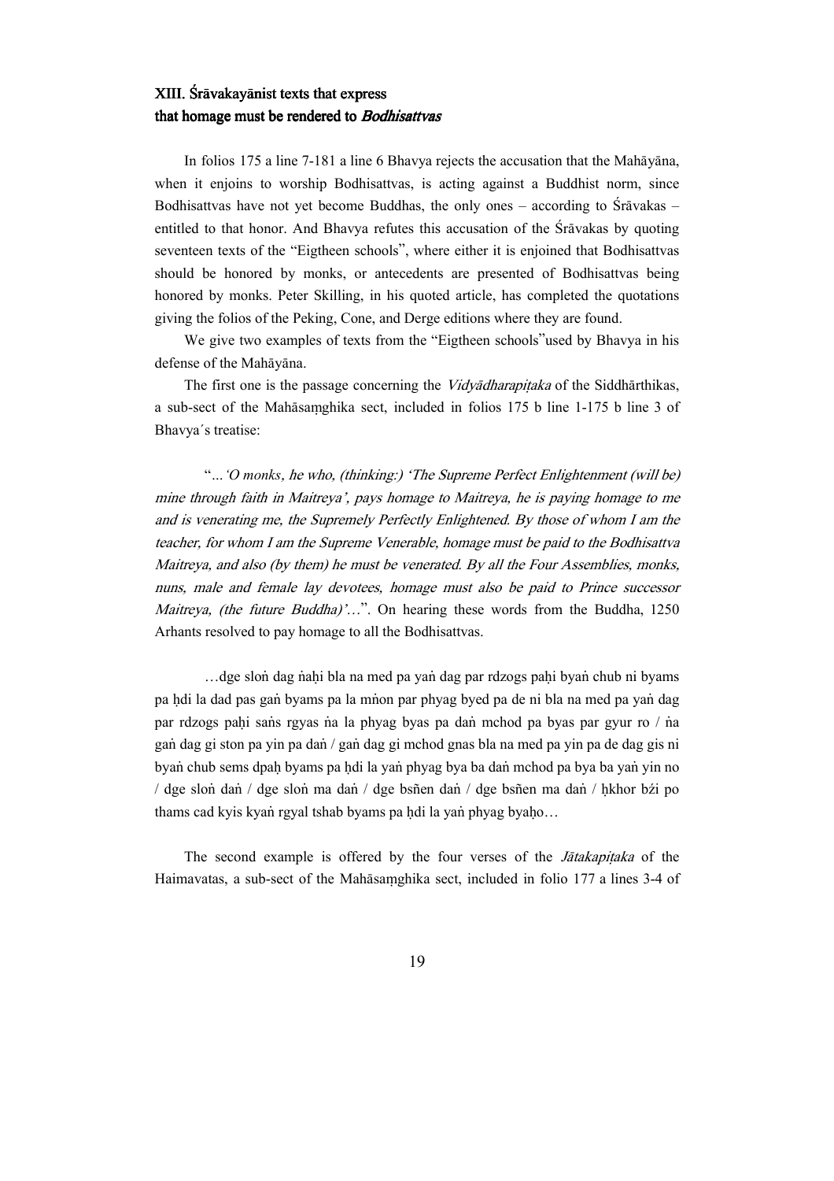## XIII. Śrāvakayānist texts that express that homage must be rendered to *Bodhisattvas*

In folios 175 a line 7-181 a line 6 Bhavya rejects the accusation that the Mahāyāna, when it enjoins to worship Bodhisattvas, is acting against a Buddhist norm, since Bodhisattvas have not yet become Buddhas, the only ones – according to Śrāvakas – entitled to that honor. And Bhavya refutes this accusation of the Śrāvakas by quoting seventeen texts of the "Eigtheen schools", where either it is enjoined that Bodhisattvas should be honored by monks, or antecedents are presented of Bodhisattvas being honored by monks. Peter Skilling, in his quoted article, has completed the quotations giving the folios of the Peking, Cone, and Derge editions where they are found.

We give two examples of texts from the "Eigtheen schools"used by Bhavya in his defense of the Mahāyāna.

The first one is the passage concerning the *Vidyādharapiṭaka* of the Siddhārthikas, a sub-sect of the Mahāsaṃghika sect, included in folios 175 b line 1-175 b line 3 of Bhavya´s treatise:

> "*…'O monks, he who, (thinking:) 'The Supreme Perfect Enlightenment (will be) mine through faith in Maitreya', pays homage to Maitreya, he is paying homage to me and is venerating me, the Supremely Perfectly Enlightened. By those of whom I am the teacher, for whom I am the Supreme Venerable, homage must be paid to the Bodhisattva Maitreya, and also (by them) he must be venerated. By all the Four Assemblies, monks, nuns, male and female lay devotees, homage must also be paid to Prince successor Maitreya, (the future Buddha)'…*". On hearing these words from the Buddha, 1250 Arhants resolved to pay homage to all the Bodhisattvas.

> …dge sloṅ dag ṅaḥi bla na med pa yaṅ dag par rdzogs paḥi byaṅ chub ni byams pa ḥdi la dad pas gaṅ byams pa la mṅon par phyag byed pa de ni bla na med pa yaṅ dag par rdzogs paḥi saṅs rgyas ṅa la phyag byas pa daṅ mchod pa byas par gyur ro / ṅa gaṅ dag gi ston pa yin pa daṅ / gaṅ dag gi mchod gnas bla na med pa yin pa de dag gis ni byaṅ chub sems dpaḥ byams pa ḥdi la yaṅ phyag bya ba daṅ mchod pa bya ba yaṅ yin no / dge sloṅ daṅ / dge sloṅ ma daṅ / dge bsñen daṅ / dge bsñen ma daṅ / ḥkhor bźi po thams cad kyis kyaṅ rgyal tshab byams pa ḥdi la yaṅ phyag byaḥo…

The second example is offered by the four verses of the *Jātakapiṭaka* of the Haimavatas, a sub-sect of the Mahāsaṃghika sect, included in folio 177 a lines 3-4 of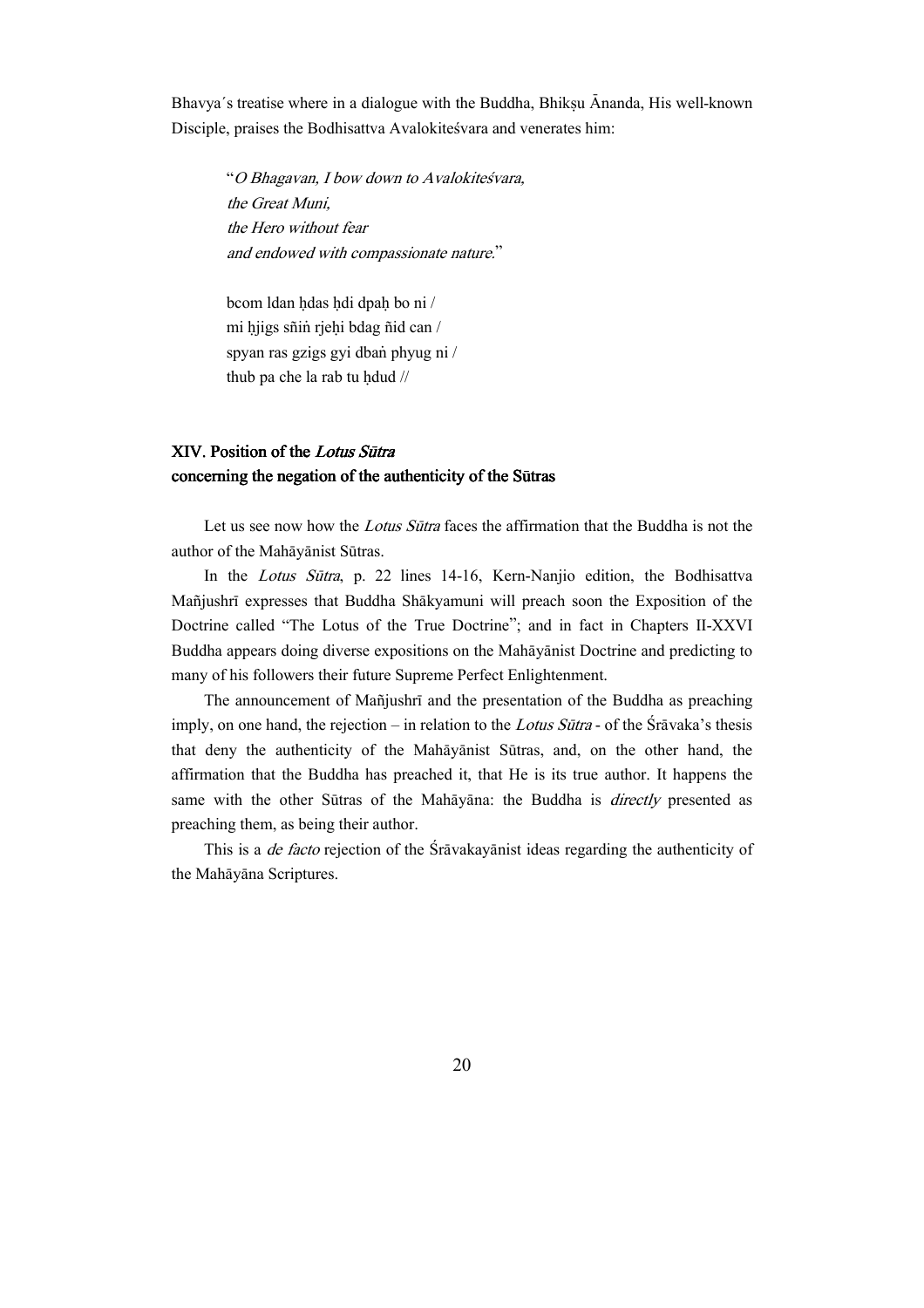Bhavya´s treatise where in a dialogue with the Buddha, Bhikṣu Ānanda, His well-known Disciple, praises the Bodhisattva Avalokiteśvara and venerates him:

> "*O Bhagavan, I bow down to Avalokiteśvara,*
> *the Great Muni,*
> *the Hero without fear*
> *and endowed with compassionate nature.*"
>
> bcom ldan ḥdas ḥdi dpaḥ bo ni /
> mi ḥjigs sñiṅ rjeḥi bdag ñid can /
> spyan ras gzigs gyi dbaṅ phyug ni /
> thub pa che la rab tu ḥdud //

## XIV. Position of the *Lotus Sūtra* concerning the negation of the authenticity of the Sūtras

Let us see now how the *Lotus Sūtra* faces the affirmation that the Buddha is not the author of the Mahāyānist Sūtras.

In the *Lotus Sūtra*, p. 22 lines 14-16, Kern-Nanjio edition, the Bodhisattva Mañjushrī expresses that Buddha Shākyamuni will preach soon the Exposition of the Doctrine called "The Lotus of the True Doctrine"; and in fact in Chapters II-XXVI Buddha appears doing diverse expositions on the Mahāyānist Doctrine and predicting to many of his followers their future Supreme Perfect Enlightenment.

The announcement of Mañjushrī and the presentation of the Buddha as preaching imply, on one hand, the rejection – in relation to the *Lotus Sūtra* - of the Śrāvaka's thesis that deny the authenticity of the Mahāyānist Sūtras, and, on the other hand, the affirmation that the Buddha has preached it, that He is its true author. It happens the same with the other Sūtras of the Mahāyāna: the Buddha is *directly* presented as preaching them, as being their author.

This is a *de facto* rejection of the Śrāvakayānist ideas regarding the authenticity of the Mahāyāna Scriptures.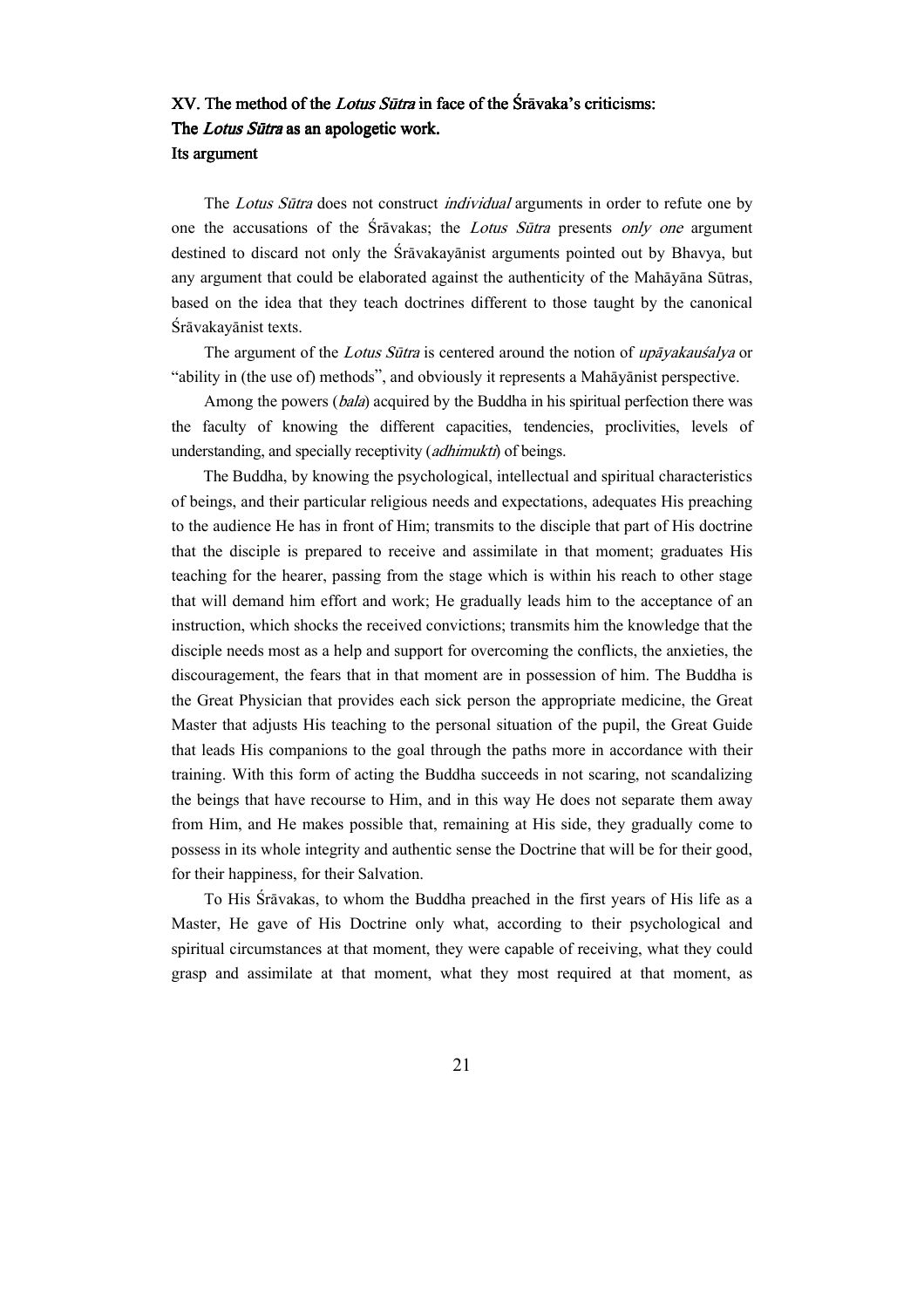## XV. The method of the *Lotus Sūtra* in face of the Śrāvaka's criticisms: The *Lotus Sūtra* as an apologetic work. Its argument

The *Lotus Sūtra* does not construct *individual* arguments in order to refute one by one the accusations of the Śrāvakas; the *Lotus Sūtra* presents *only one* argument destined to discard not only the Śrāvakayānist arguments pointed out by Bhavya, but any argument that could be elaborated against the authenticity of the Mahāyāna Sūtras, based on the idea that they teach doctrines different to those taught by the canonical Śrāvakayānist texts.

The argument of the *Lotus Sūtra* is centered around the notion of *upāyakauśalya* or "ability in (the use of) methods", and obviously it represents a Mahāyānist perspective.

Among the powers (*bala*) acquired by the Buddha in his spiritual perfection there was the faculty of knowing the different capacities, tendencies, proclivities, levels of understanding, and specially receptivity (*adhimukti*) of beings.

The Buddha, by knowing the psychological, intellectual and spiritual characteristics of beings, and their particular religious needs and expectations, adequates His preaching to the audience He has in front of Him; transmits to the disciple that part of His doctrine that the disciple is prepared to receive and assimilate in that moment; graduates His teaching for the hearer, passing from the stage which is within his reach to other stage that will demand him effort and work; He gradually leads him to the acceptance of an instruction, which shocks the received convictions; transmits him the knowledge that the disciple needs most as a help and support for overcoming the conflicts, the anxieties, the discouragement, the fears that in that moment are in possession of him. The Buddha is the Great Physician that provides each sick person the appropriate medicine, the Great Master that adjusts His teaching to the personal situation of the pupil, the Great Guide that leads His companions to the goal through the paths more in accordance with their training. With this form of acting the Buddha succeeds in not scaring, not scandalizing the beings that have recourse to Him, and in this way He does not separate them away from Him, and He makes possible that, remaining at His side, they gradually come to possess in its whole integrity and authentic sense the Doctrine that will be for their good, for their happiness, for their Salvation.

To His Śrāvakas, to whom the Buddha preached in the first years of His life as a Master, He gave of His Doctrine only what, according to their psychological and spiritual circumstances at that moment, they were capable of receiving, what they could grasp and assimilate at that moment, what they most required at that moment, as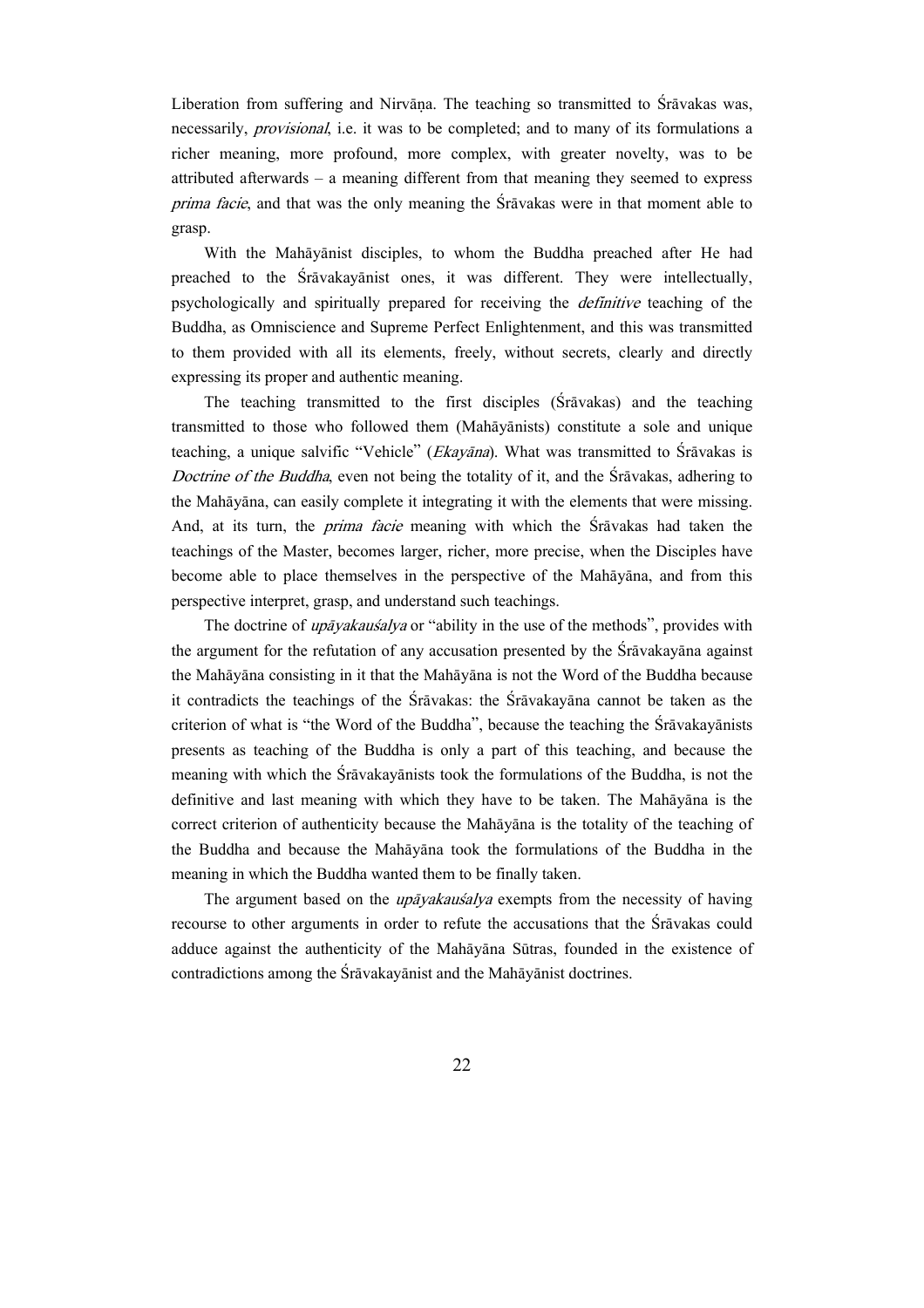Liberation from suffering and Nirvāṇa. The teaching so transmitted to Śrāvakas was, necessarily, *provisional*, i.e. it was to be completed; and to many of its formulations a richer meaning, more profound, more complex, with greater novelty, was to be attributed afterwards – a meaning different from that meaning they seemed to express *prima facie*, and that was the only meaning the Śrāvakas were in that moment able to grasp.

With the Mahāyānist disciples, to whom the Buddha preached after He had preached to the Śrāvakayānist ones, it was different. They were intellectually, psychologically and spiritually prepared for receiving the *definitive* teaching of the Buddha, as Omniscience and Supreme Perfect Enlightenment, and this was transmitted to them provided with all its elements, freely, without secrets, clearly and directly expressing its proper and authentic meaning.

The teaching transmitted to the first disciples (Śrāvakas) and the teaching transmitted to those who followed them (Mahāyānists) constitute a sole and unique teaching, a unique salvific "Vehicle" (*Ekayāna*). What was transmitted to Śrāvakas is *Doctrine of the Buddha*, even not being the totality of it, and the Śrāvakas, adhering to the Mahāyāna, can easily complete it integrating it with the elements that were missing. And, at its turn, the *prima facie* meaning with which the Śrāvakas had taken the teachings of the Master, becomes larger, richer, more precise, when the Disciples have become able to place themselves in the perspective of the Mahāyāna, and from this perspective interpret, grasp, and understand such teachings.

The doctrine of *upāyakauśalya* or "ability in the use of the methods", provides with the argument for the refutation of any accusation presented by the Śrāvakayāna against the Mahāyāna consisting in it that the Mahāyāna is not the Word of the Buddha because it contradicts the teachings of the Śrāvakas: the Śrāvakayāna cannot be taken as the criterion of what is "the Word of the Buddha", because the teaching the Śrāvakayānists presents as teaching of the Buddha is only a part of this teaching, and because the meaning with which the Śrāvakayānists took the formulations of the Buddha, is not the definitive and last meaning with which they have to be taken. The Mahāyāna is the correct criterion of authenticity because the Mahāyāna is the totality of the teaching of the Buddha and because the Mahāyāna took the formulations of the Buddha in the meaning in which the Buddha wanted them to be finally taken.

The argument based on the *upāyakauśalya* exempts from the necessity of having recourse to other arguments in order to refute the accusations that the Śrāvakas could adduce against the authenticity of the Mahāyāna Sūtras, founded in the existence of contradictions among the Śrāvakayānist and the Mahāyānist doctrines.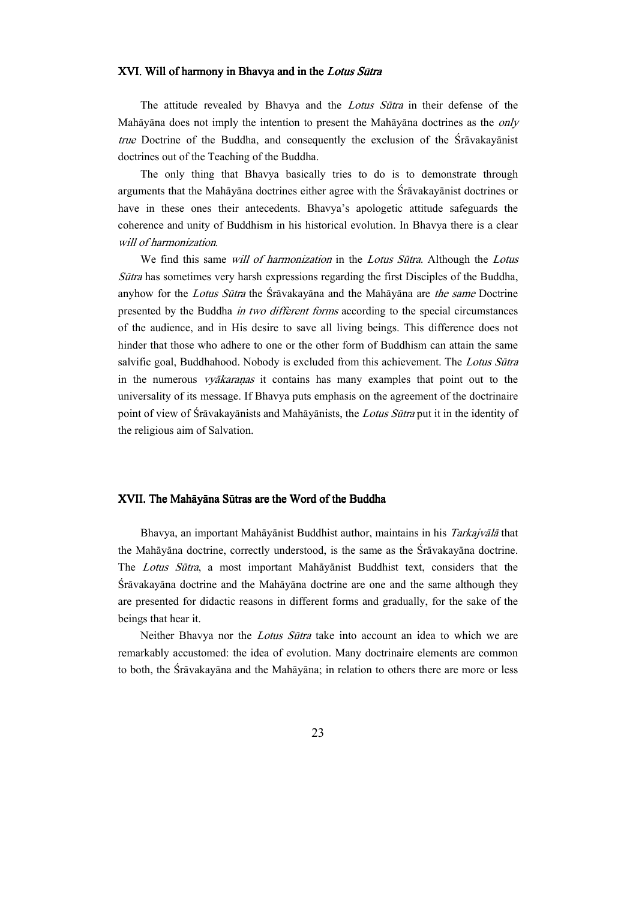## XVI. Will of harmony in Bhavya and in the *Lotus Sūtra*

The attitude revealed by Bhavya and the *Lotus Sūtra* in their defense of the Mahāyāna does not imply the intention to present the Mahāyāna doctrines as the *only true* Doctrine of the Buddha, and consequently the exclusion of the Śrāvakayānist doctrines out of the Teaching of the Buddha.

The only thing that Bhavya basically tries to do is to demonstrate through arguments that the Mahāyāna doctrines either agree with the Śrāvakayānist doctrines or have in these ones their antecedents. Bhavya's apologetic attitude safeguards the coherence and unity of Buddhism in his historical evolution. In Bhavya there is a clear *will of harmonization*.

We find this same *will of harmonization* in the *Lotus Sūtra*. Although the *Lotus Sūtra* has sometimes very harsh expressions regarding the first Disciples of the Buddha, anyhow for the *Lotus Sūtra* the Śrāvakayāna and the Mahāyāna are *the same* Doctrine presented by the Buddha *in two different forms* according to the special circumstances of the audience, and in His desire to save all living beings. This difference does not hinder that those who adhere to one or the other form of Buddhism can attain the same salvific goal, Buddhahood. Nobody is excluded from this achievement. The *Lotus Sūtra* in the numerous *vyākaraṇas* it contains has many examples that point out to the universality of its message. If Bhavya puts emphasis on the agreement of the doctrinaire point of view of Śrāvakayānists and Mahāyānists, the *Lotus Sūtra* put it in the identity of the religious aim of Salvation.

## XVII. The Mahāyāna Sūtras are the Word of the Buddha

Bhavya, an important Mahāyānist Buddhist author, maintains in his *Tarkajvālā* that the Mahāyāna doctrine, correctly understood, is the same as the Śrāvakayāna doctrine. The *Lotus Sūtra*, a most important Mahāyānist Buddhist text, considers that the Śrāvakayāna doctrine and the Mahāyāna doctrine are one and the same although they are presented for didactic reasons in different forms and gradually, for the sake of the beings that hear it.

Neither Bhavya nor the *Lotus Sūtra* take into account an idea to which we are remarkably accustomed: the idea of evolution. Many doctrinaire elements are common to both, the Śrāvakayāna and the Mahāyāna; in relation to others there are more or less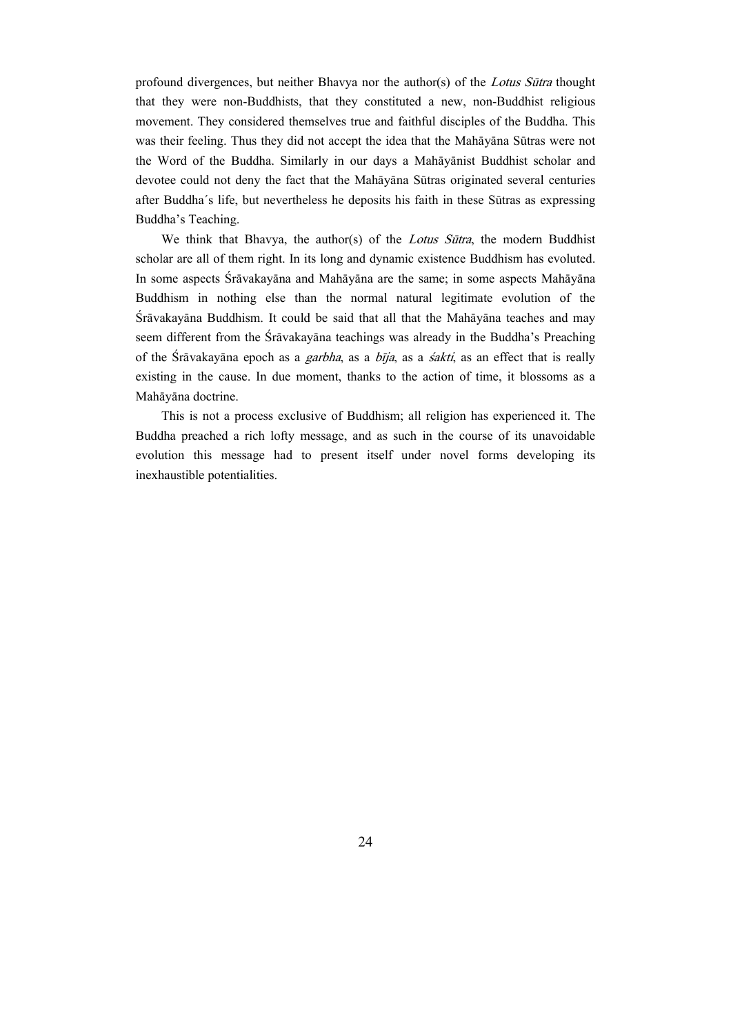profound divergences, but neither Bhavya nor the author(s) of the *Lotus Sūtra* thought that they were non-Buddhists, that they constituted a new, non-Buddhist religious movement. They considered themselves true and faithful disciples of the Buddha. This was their feeling. Thus they did not accept the idea that the Mahāyāna Sūtras were not the Word of the Buddha. Similarly in our days a Mahāyānist Buddhist scholar and devotee could not deny the fact that the Mahāyāna Sūtras originated several centuries after Buddha´s life, but nevertheless he deposits his faith in these Sūtras as expressing Buddha's Teaching.

We think that Bhavya, the author(s) of the *Lotus Sūtra*, the modern Buddhist scholar are all of them right. In its long and dynamic existence Buddhism has evoluted. In some aspects Śrāvakayāna and Mahāyāna are the same; in some aspects Mahāyāna Buddhism in nothing else than the normal natural legitimate evolution of the Śrāvakayāna Buddhism. It could be said that all that the Mahāyāna teaches and may seem different from the Śrāvakayāna teachings was already in the Buddha's Preaching of the Śrāvakayāna epoch as a *garbha*, as a *bīja*, as a *śakti*, as an effect that is really existing in the cause. In due moment, thanks to the action of time, it blossoms as a Mahāyāna doctrine.

This is not a process exclusive of Buddhism; all religion has experienced it. The Buddha preached a rich lofty message, and as such in the course of its unavoidable evolution this message had to present itself under novel forms developing its inexhaustible potentialities.